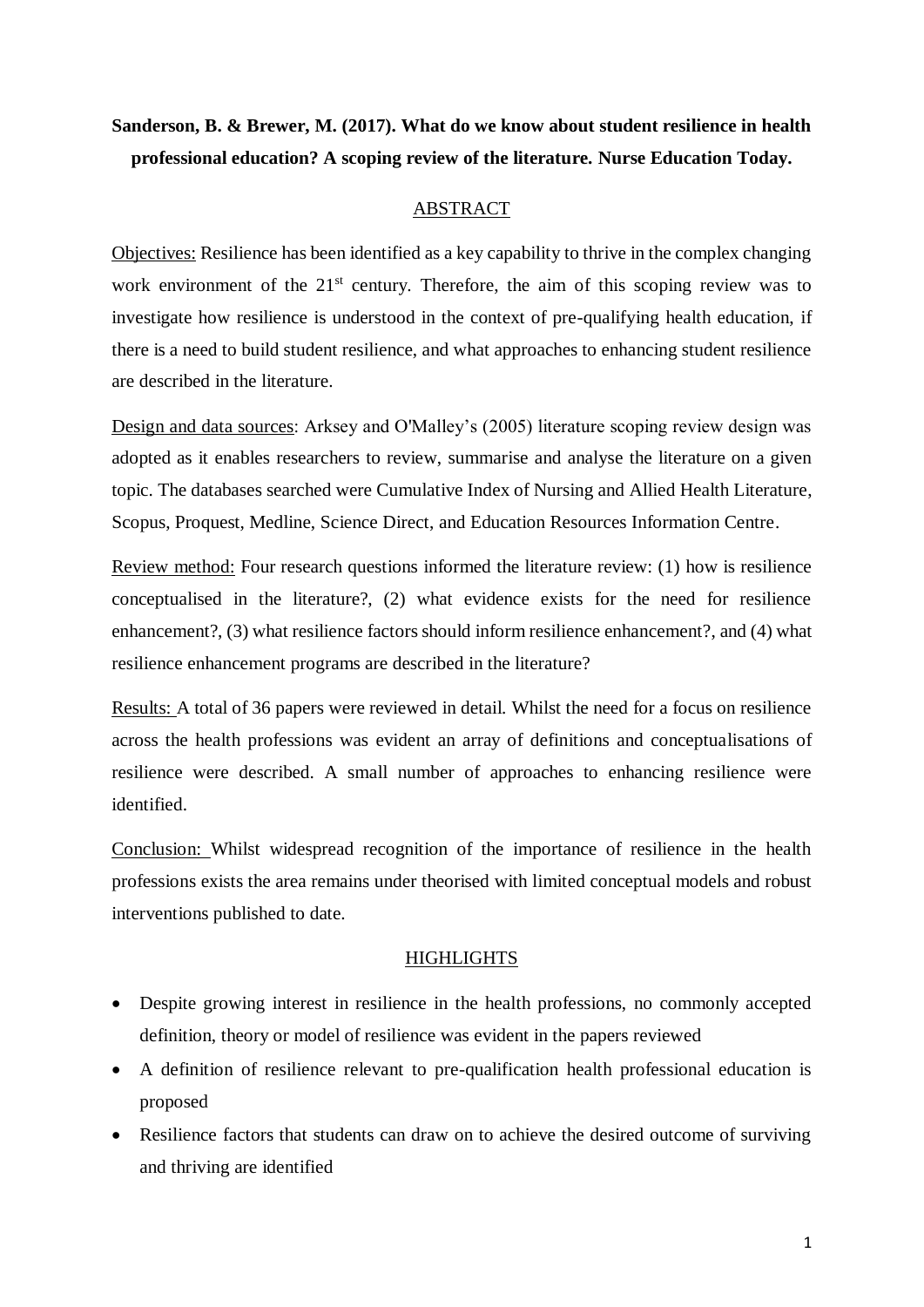**Sanderson, B. & Brewer, M. (2017). What do we know about student resilience in health professional education? A scoping review of the literature. Nurse Education Today.**

## ABSTRACT

Objectives: Resilience has been identified as a key capability to thrive in the complex changing work environment of the 21st century. Therefore, the aim of this scoping review was to investigate how resilience is understood in the context of pre-qualifying health education, if there is a need to build student resilience, and what approaches to enhancing student resilience are described in the literature.

Design and data sources: Arksey and O'Malley's (2005) literature scoping review design was adopted as it enables researchers to review, summarise and analyse the literature on a given topic. The databases searched were Cumulative Index of Nursing and Allied Health Literature, Scopus, Proquest, Medline, Science Direct, and Education Resources Information Centre.

Review method: Four research questions informed the literature review: (1) how is resilience conceptualised in the literature?, (2) what evidence exists for the need for resilience enhancement?, (3) what resilience factors should inform resilience enhancement?, and (4) what resilience enhancement programs are described in the literature?

Results: A total of 36 papers were reviewed in detail. Whilst the need for a focus on resilience across the health professions was evident an array of definitions and conceptualisations of resilience were described. A small number of approaches to enhancing resilience were identified.

Conclusion: Whilst widespread recognition of the importance of resilience in the health professions exists the area remains under theorised with limited conceptual models and robust interventions published to date.

## HIGHLIGHTS

- Despite growing interest in resilience in the health professions, no commonly accepted definition, theory or model of resilience was evident in the papers reviewed
- A definition of resilience relevant to pre-qualification health professional education is proposed
- Resilience factors that students can draw on to achieve the desired outcome of surviving and thriving are identified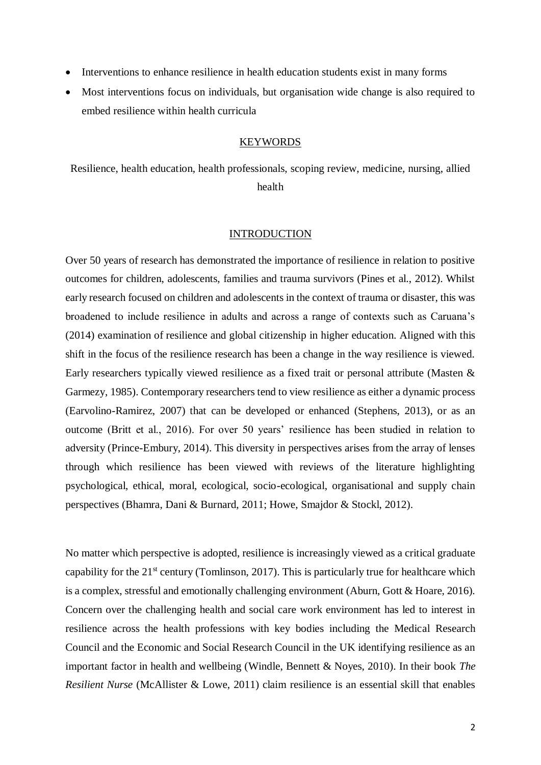- Interventions to enhance resilience in health education students exist in many forms
- Most interventions focus on individuals, but organisation wide change is also required to embed resilience within health curricula

## KEYWORDS

Resilience, health education, health professionals, scoping review, medicine, nursing, allied health

## INTRODUCTION

Over 50 years of research has demonstrated the importance of resilience in relation to positive outcomes for children, adolescents, families and trauma survivors (Pines et al., 2012). Whilst early research focused on children and adolescents in the context of trauma or disaster, this was broadened to include resilience in adults and across a range of contexts such as Caruana's (2014) examination of resilience and global citizenship in higher education. Aligned with this shift in the focus of the resilience research has been a change in the way resilience is viewed. Early researchers typically viewed resilience as a fixed trait or personal attribute (Masten & Garmezy, 1985). Contemporary researchers tend to view resilience as either a dynamic process (Earvolino-Ramirez, 2007) that can be developed or enhanced (Stephens, 2013), or as an outcome (Britt et al., 2016). For over 50 years' resilience has been studied in relation to adversity (Prince-Embury, 2014). This diversity in perspectives arises from the array of lenses through which resilience has been viewed with reviews of the literature highlighting psychological, ethical, moral, ecological, socio-ecological, organisational and supply chain perspectives (Bhamra, Dani & Burnard, 2011; Howe, Smajdor & Stockl, 2012).

No matter which perspective is adopted, resilience is increasingly viewed as a critical graduate capability for the 21st century (Tomlinson, 2017). This is particularly true for healthcare which is a complex, stressful and emotionally challenging environment (Aburn, Gott & Hoare, 2016). Concern over the challenging health and social care work environment has led to interest in resilience across the health professions with key bodies including the Medical Research Council and the Economic and Social Research Council in the UK identifying resilience as an important factor in health and wellbeing (Windle, Bennett & Noyes, 2010). In their book *The Resilient Nurse* (McAllister & Lowe, 2011) claim resilience is an essential skill that enables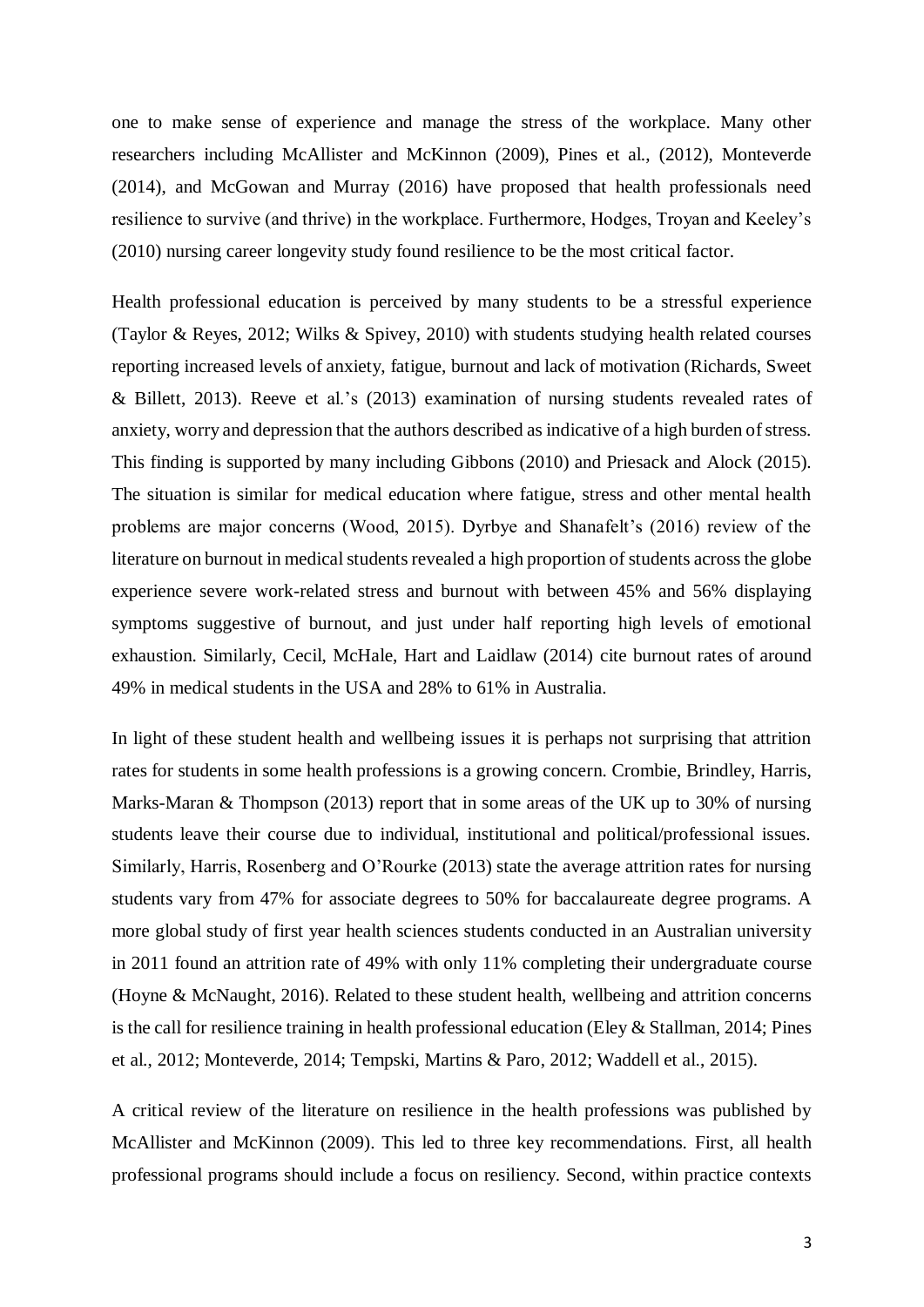one to make sense of experience and manage the stress of the workplace. Many other researchers including McAllister and McKinnon (2009), Pines et al., (2012), Monteverde (2014), and McGowan and Murray (2016) have proposed that health professionals need resilience to survive (and thrive) in the workplace. Furthermore, Hodges, Troyan and Keeley's (2010) nursing career longevity study found resilience to be the most critical factor.

Health professional education is perceived by many students to be a stressful experience (Taylor & Reyes, 2012; Wilks & Spivey, 2010) with students studying health related courses reporting increased levels of anxiety, fatigue, burnout and lack of motivation (Richards, Sweet & Billett, 2013). Reeve et al.'s (2013) examination of nursing students revealed rates of anxiety, worry and depression that the authors described as indicative of a high burden of stress. This finding is supported by many including Gibbons (2010) and Priesack and Alock (2015). The situation is similar for medical education where fatigue, stress and other mental health problems are major concerns (Wood, 2015). Dyrbye and Shanafelt's (2016) review of the literature on burnout in medical students revealed a high proportion of students across the globe experience severe work-related stress and burnout with between 45% and 56% displaying symptoms suggestive of burnout, and just under half reporting high levels of emotional exhaustion. Similarly, Cecil, McHale, Hart and Laidlaw (2014) cite burnout rates of around 49% in medical students in the USA and 28% to 61% in Australia.

In light of these student health and wellbeing issues it is perhaps not surprising that attrition rates for students in some health professions is a growing concern. Crombie, Brindley, Harris, Marks-Maran & Thompson (2013) report that in some areas of the UK up to 30% of nursing students leave their course due to individual, institutional and political/professional issues. Similarly, Harris, Rosenberg and O'Rourke (2013) state the average attrition rates for nursing students vary from 47% for associate degrees to 50% for baccalaureate degree programs. A more global study of first year health sciences students conducted in an Australian university in 2011 found an attrition rate of 49% with only 11% completing their undergraduate course (Hoyne & McNaught, 2016). Related to these student health, wellbeing and attrition concerns is the call for resilience training in health professional education (Eley & Stallman, 2014; Pines et al., 2012; Monteverde, 2014; Tempski, Martins & Paro, 2012; Waddell et al., 2015).

A critical review of the literature on resilience in the health professions was published by McAllister and McKinnon (2009). This led to three key recommendations. First, all health professional programs should include a focus on resiliency. Second, within practice contexts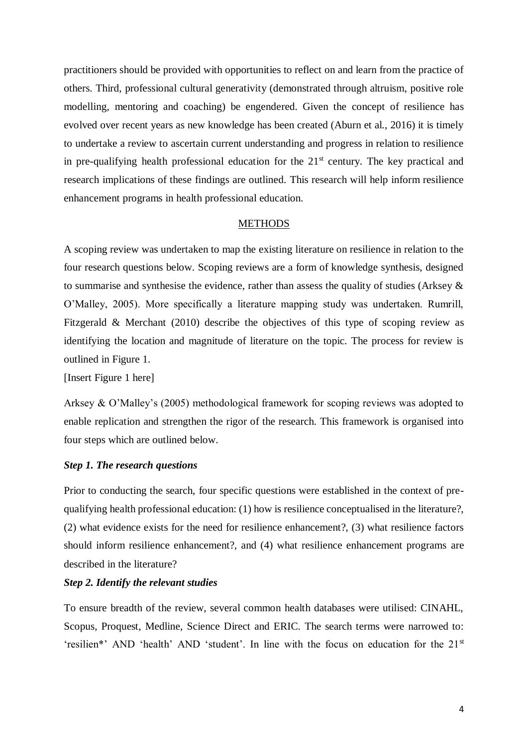practitioners should be provided with opportunities to reflect on and learn from the practice of others. Third, professional cultural generativity (demonstrated through altruism, positive role modelling, mentoring and coaching) be engendered. Given the concept of resilience has evolved over recent years as new knowledge has been created (Aburn et al., 2016) it is timely to undertake a review to ascertain current understanding and progress in relation to resilience in pre-qualifying health professional education for the 21st century. The key practical and research implications of these findings are outlined. This research will help inform resilience enhancement programs in health professional education.

## METHODS

A scoping review was undertaken to map the existing literature on resilience in relation to the four research questions below. Scoping reviews are a form of knowledge synthesis, designed to summarise and synthesise the evidence, rather than assess the quality of studies (Arksey & O'Malley, 2005). More specifically a literature mapping study was undertaken. Rumrill, Fitzgerald & Merchant (2010) describe the objectives of this type of scoping review as identifying the location and magnitude of literature on the topic. The process for review is outlined in Figure 1.

[Insert Figure 1 here]

Arksey & O'Malley's (2005) methodological framework for scoping reviews was adopted to enable replication and strengthen the rigor of the research. This framework is organised into four steps which are outlined below.

### *Step 1. The research questions*

Prior to conducting the search, four specific questions were established in the context of pre-qualifying health professional education: (1) how is resilience conceptualised in the literature?, (2) what evidence exists for the need for resilience enhancement?, (3) what resilience factors should inform resilience enhancement?, and (4) what resilience enhancement programs are described in the literature?

### *Step 2. Identify the relevant studies*

To ensure breadth of the review, several common health databases were utilised: CINAHL, Scopus, Proquest, Medline, Science Direct and ERIC. The search terms were narrowed to: 'resilien*' AND 'health' AND 'student'. In line with the focus on education for the 21st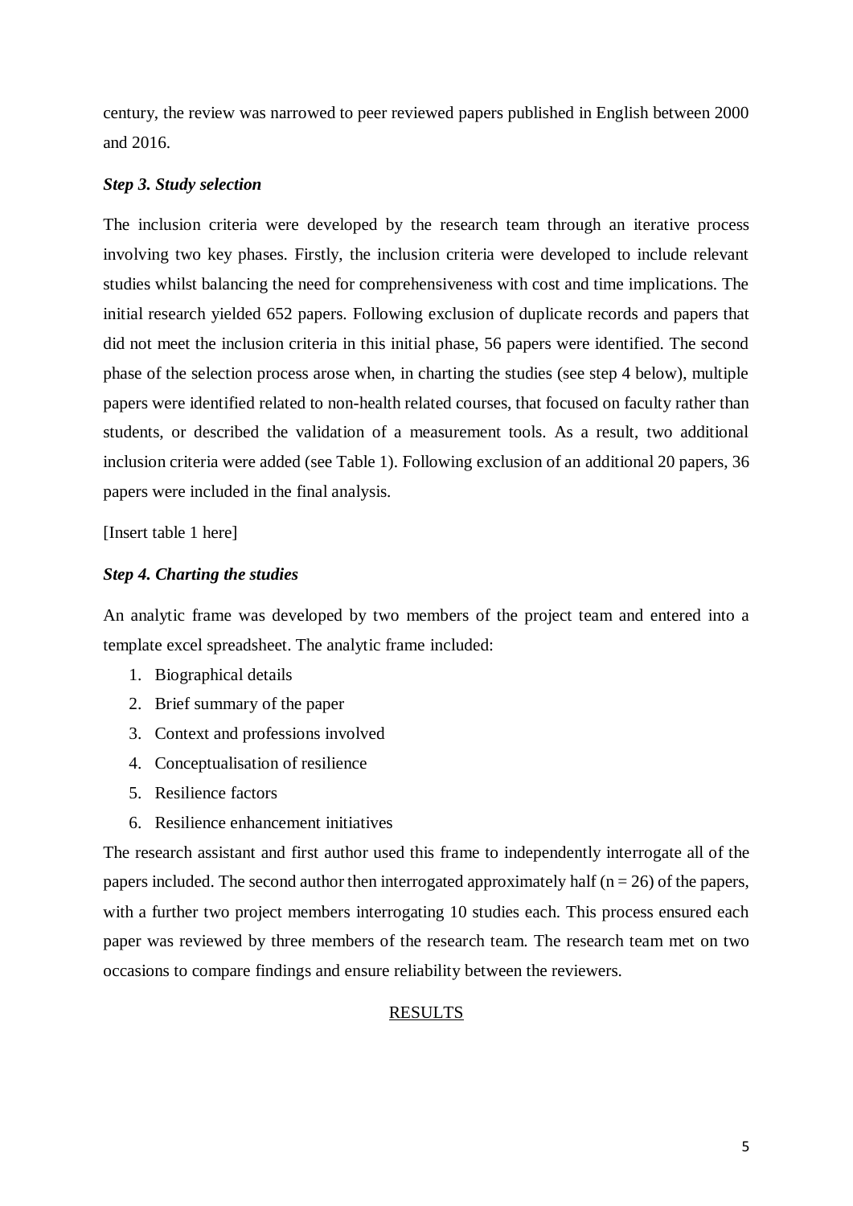century, the review was narrowed to peer reviewed papers published in English between 2000 and 2016.

***Step 3. Study selection***

The inclusion criteria were developed by the research team through an iterative process involving two key phases. Firstly, the inclusion criteria were developed to include relevant studies whilst balancing the need for comprehensiveness with cost and time implications. The initial research yielded 652 papers. Following exclusion of duplicate records and papers that did not meet the inclusion criteria in this initial phase, 56 papers were identified. The second phase of the selection process arose when, in charting the studies (see step 4 below), multiple papers were identified related to non-health related courses, that focused on faculty rather than students, or described the validation of a measurement tools. As a result, two additional inclusion criteria were added (see Table 1). Following exclusion of an additional 20 papers, 36 papers were included in the final analysis.

[Insert table 1 here]

***Step 4. Charting the studies***

An analytic frame was developed by two members of the project team and entered into a template excel spreadsheet. The analytic frame included:

1. Biographical details
2. Brief summary of the paper
3. Context and professions involved
4. Conceptualisation of resilience
5. Resilience factors
6. Resilience enhancement initiatives

The research assistant and first author used this frame to independently interrogate all of the papers included. The second author then interrogated approximately half (n = 26) of the papers, with a further two project members interrogating 10 studies each. This process ensured each paper was reviewed by three members of the research team. The research team met on two occasions to compare findings and ensure reliability between the reviewers.

## RESULTS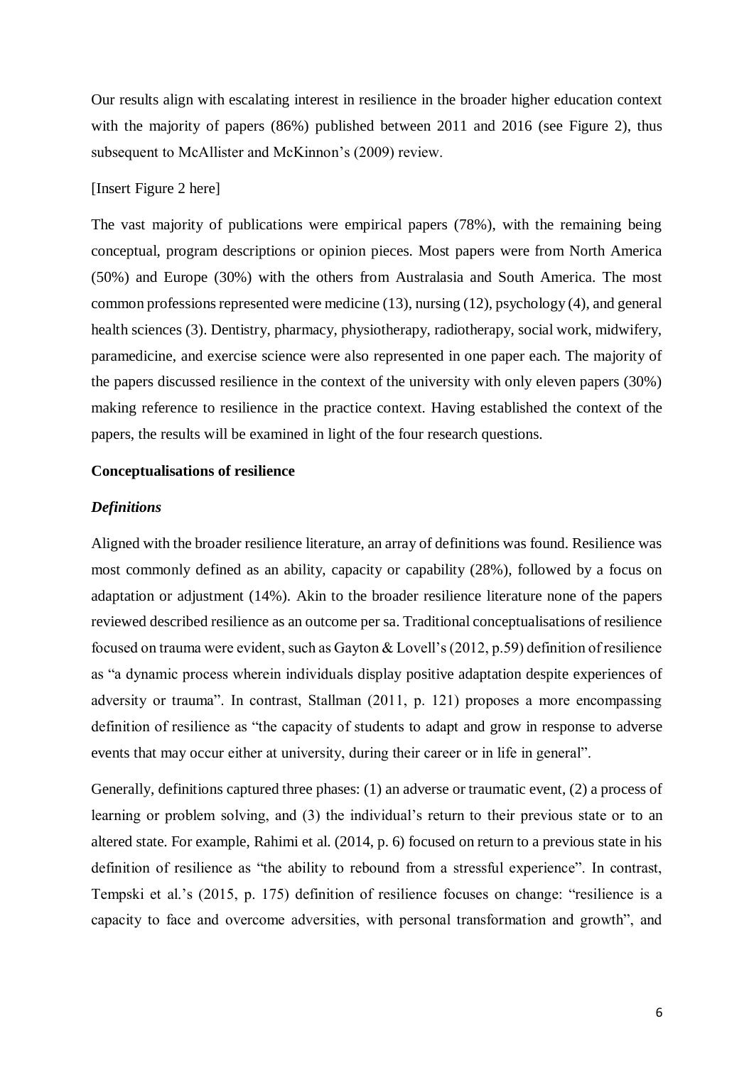Our results align with escalating interest in resilience in the broader higher education context with the majority of papers (86%) published between 2011 and 2016 (see Figure 2), thus subsequent to McAllister and McKinnon's (2009) review.

[Insert Figure 2 here]

The vast majority of publications were empirical papers (78%), with the remaining being conceptual, program descriptions or opinion pieces. Most papers were from North America (50%) and Europe (30%) with the others from Australasia and South America. The most common professions represented were medicine (13), nursing (12), psychology (4), and general health sciences (3). Dentistry, pharmacy, physiotherapy, radiotherapy, social work, midwifery, paramedicine, and exercise science were also represented in one paper each. The majority of the papers discussed resilience in the context of the university with only eleven papers (30%) making reference to resilience in the practice context. Having established the context of the papers, the results will be examined in light of the four research questions.

**Conceptualisations of resilience**

***Definitions***

Aligned with the broader resilience literature, an array of definitions was found. Resilience was most commonly defined as an ability, capacity or capability (28%), followed by a focus on adaptation or adjustment (14%). Akin to the broader resilience literature none of the papers reviewed described resilience as an outcome per sa. Traditional conceptualisations of resilience focused on trauma were evident, such as Gayton & Lovell's (2012, p.59) definition of resilience as "a dynamic process wherein individuals display positive adaptation despite experiences of adversity or trauma". In contrast, Stallman (2011, p. 121) proposes a more encompassing definition of resilience as "the capacity of students to adapt and grow in response to adverse events that may occur either at university, during their career or in life in general".

Generally, definitions captured three phases: (1) an adverse or traumatic event, (2) a process of learning or problem solving, and (3) the individual's return to their previous state or to an altered state. For example, Rahimi et al. (2014, p. 6) focused on return to a previous state in his definition of resilience as "the ability to rebound from a stressful experience". In contrast, Tempski et al.'s (2015, p. 175) definition of resilience focuses on change: "resilience is a capacity to face and overcome adversities, with personal transformation and growth", and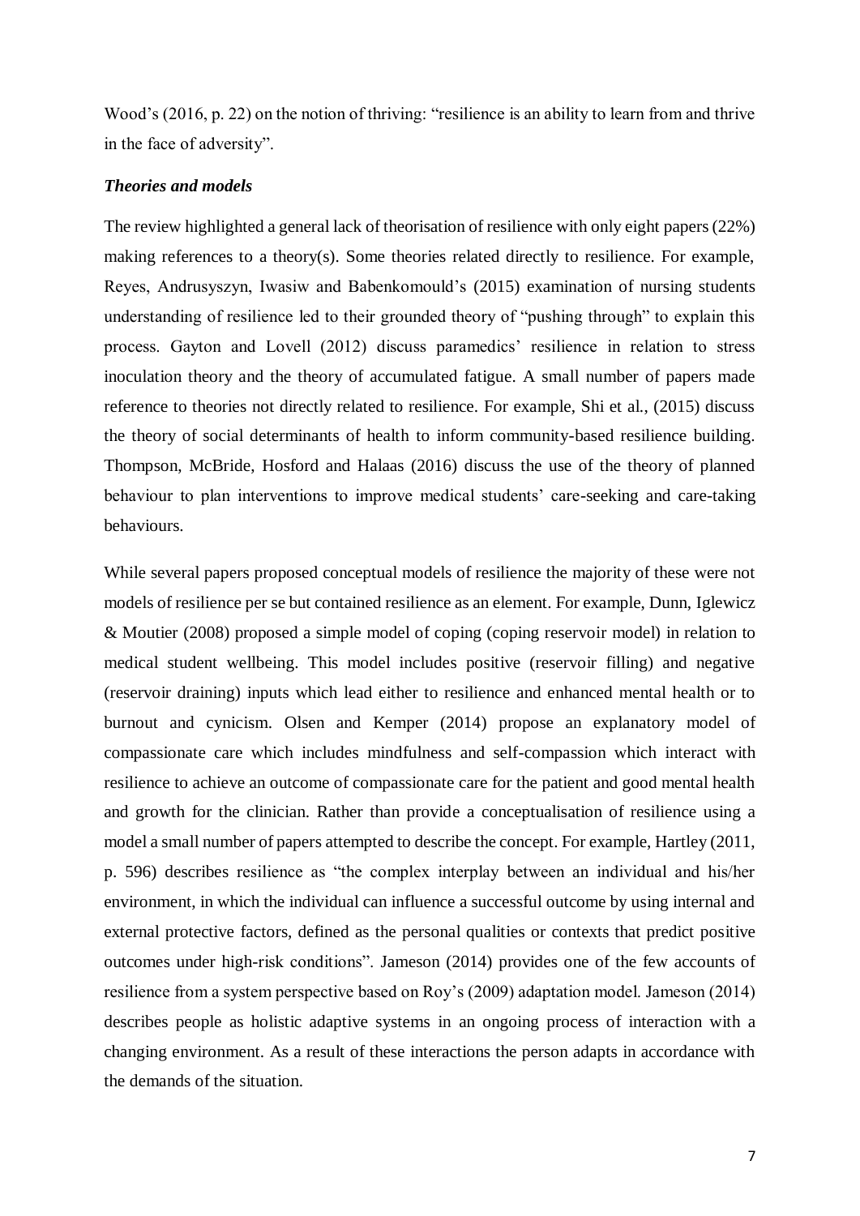Wood's (2016, p. 22) on the notion of thriving: "resilience is an ability to learn from and thrive in the face of adversity".

### *Theories and models*

The review highlighted a general lack of theorisation of resilience with only eight papers (22%) making references to a theory(s). Some theories related directly to resilience. For example, Reyes, Andrusyszyn, Iwasiw and Babenkomould's (2015) examination of nursing students understanding of resilience led to their grounded theory of "pushing through" to explain this process. Gayton and Lovell (2012) discuss paramedics' resilience in relation to stress inoculation theory and the theory of accumulated fatigue. A small number of papers made reference to theories not directly related to resilience. For example, Shi et al., (2015) discuss the theory of social determinants of health to inform community-based resilience building. Thompson, McBride, Hosford and Halaas (2016) discuss the use of the theory of planned behaviour to plan interventions to improve medical students' care-seeking and care-taking behaviours.

While several papers proposed conceptual models of resilience the majority of these were not models of resilience per se but contained resilience as an element. For example, Dunn, Iglewicz & Moutier (2008) proposed a simple model of coping (coping reservoir model) in relation to medical student wellbeing. This model includes positive (reservoir filling) and negative (reservoir draining) inputs which lead either to resilience and enhanced mental health or to burnout and cynicism. Olsen and Kemper (2014) propose an explanatory model of compassionate care which includes mindfulness and self-compassion which interact with resilience to achieve an outcome of compassionate care for the patient and good mental health and growth for the clinician. Rather than provide a conceptualisation of resilience using a model a small number of papers attempted to describe the concept. For example, Hartley (2011, p. 596) describes resilience as "the complex interplay between an individual and his/her environment, in which the individual can influence a successful outcome by using internal and external protective factors, defined as the personal qualities or contexts that predict positive outcomes under high-risk conditions". Jameson (2014) provides one of the few accounts of resilience from a system perspective based on Roy's (2009) adaptation model. Jameson (2014) describes people as holistic adaptive systems in an ongoing process of interaction with a changing environment. As a result of these interactions the person adapts in accordance with the demands of the situation.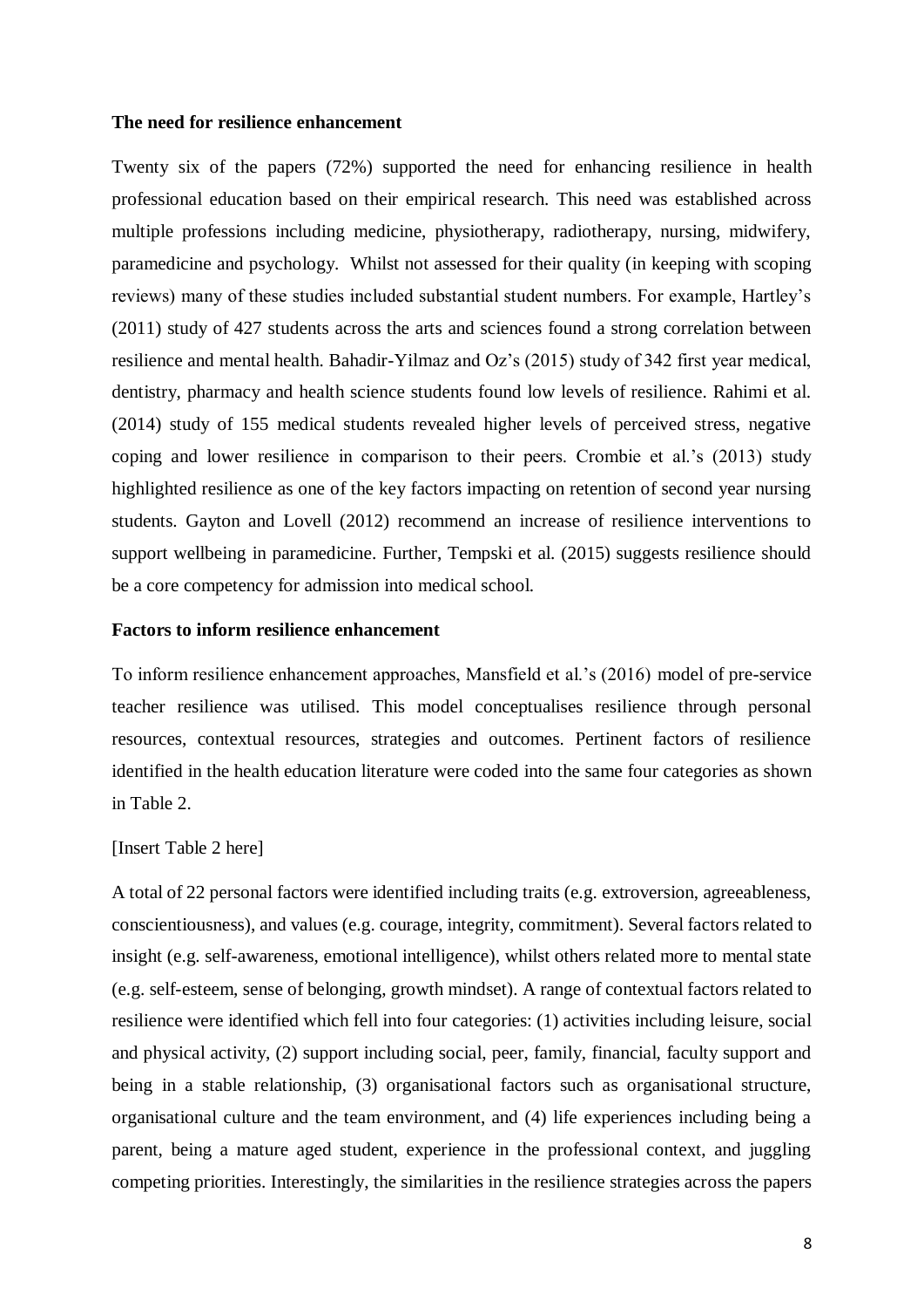**The need for resilience enhancement**

Twenty six of the papers (72%) supported the need for enhancing resilience in health professional education based on their empirical research. This need was established across multiple professions including medicine, physiotherapy, radiotherapy, nursing, midwifery, paramedicine and psychology. Whilst not assessed for their quality (in keeping with scoping reviews) many of these studies included substantial student numbers. For example, Hartley's (2011) study of 427 students across the arts and sciences found a strong correlation between resilience and mental health. Bahadir-Yilmaz and Oz's (2015) study of 342 first year medical, dentistry, pharmacy and health science students found low levels of resilience. Rahimi et al. (2014) study of 155 medical students revealed higher levels of perceived stress, negative coping and lower resilience in comparison to their peers. Crombie et al.'s (2013) study highlighted resilience as one of the key factors impacting on retention of second year nursing students. Gayton and Lovell (2012) recommend an increase of resilience interventions to support wellbeing in paramedicine. Further, Tempski et al. (2015) suggests resilience should be a core competency for admission into medical school.

**Factors to inform resilience enhancement**

To inform resilience enhancement approaches, Mansfield et al.'s (2016) model of pre-service teacher resilience was utilised. This model conceptualises resilience through personal resources, contextual resources, strategies and outcomes. Pertinent factors of resilience identified in the health education literature were coded into the same four categories as shown in Table 2.

[Insert Table 2 here]

A total of 22 personal factors were identified including traits (e.g. extroversion, agreeableness, conscientiousness), and values (e.g. courage, integrity, commitment). Several factors related to insight (e.g. self-awareness, emotional intelligence), whilst others related more to mental state (e.g. self-esteem, sense of belonging, growth mindset). A range of contextual factors related to resilience were identified which fell into four categories: (1) activities including leisure, social and physical activity, (2) support including social, peer, family, financial, faculty support and being in a stable relationship, (3) organisational factors such as organisational structure, organisational culture and the team environment, and (4) life experiences including being a parent, being a mature aged student, experience in the professional context, and juggling competing priorities. Interestingly, the similarities in the resilience strategies across the papers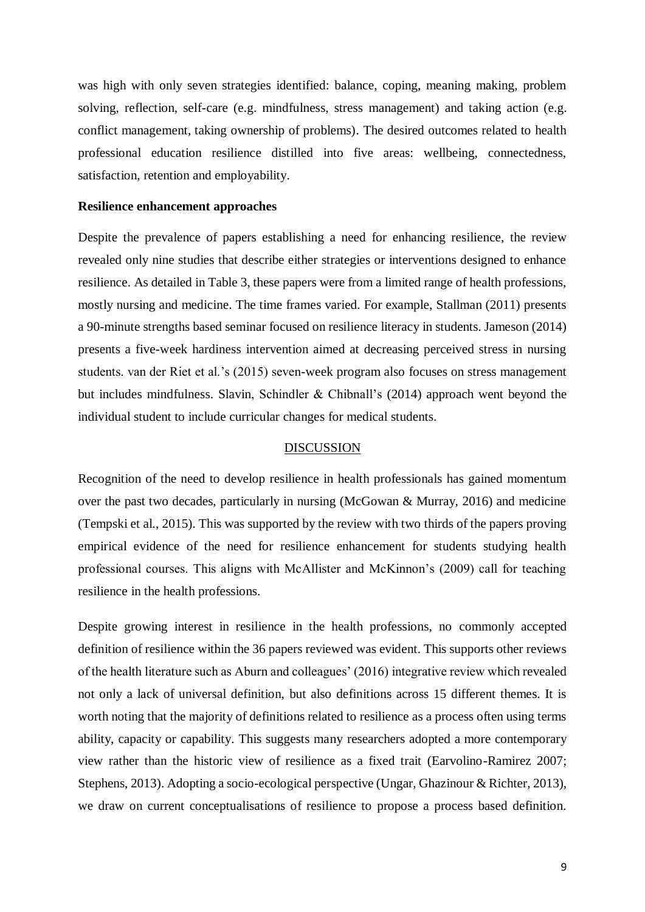was high with only seven strategies identified: balance, coping, meaning making, problem solving, reflection, self-care (e.g. mindfulness, stress management) and taking action (e.g. conflict management, taking ownership of problems). The desired outcomes related to health professional education resilience distilled into five areas: wellbeing, connectedness, satisfaction, retention and employability.

**Resilience enhancement approaches**

Despite the prevalence of papers establishing a need for enhancing resilience, the review revealed only nine studies that describe either strategies or interventions designed to enhance resilience. As detailed in Table 3, these papers were from a limited range of health professions, mostly nursing and medicine. The time frames varied. For example, Stallman (2011) presents a 90-minute strengths based seminar focused on resilience literacy in students. Jameson (2014) presents a five-week hardiness intervention aimed at decreasing perceived stress in nursing students. van der Riet et al.'s (2015) seven-week program also focuses on stress management but includes mindfulness. Slavin, Schindler & Chibnall's (2014) approach went beyond the individual student to include curricular changes for medical students.

## DISCUSSION

Recognition of the need to develop resilience in health professionals has gained momentum over the past two decades, particularly in nursing (McGowan & Murray, 2016) and medicine (Tempski et al., 2015). This was supported by the review with two thirds of the papers proving empirical evidence of the need for resilience enhancement for students studying health professional courses. This aligns with McAllister and McKinnon's (2009) call for teaching resilience in the health professions.

Despite growing interest in resilience in the health professions, no commonly accepted definition of resilience within the 36 papers reviewed was evident. This supports other reviews of the health literature such as Aburn and colleagues' (2016) integrative review which revealed not only a lack of universal definition, but also definitions across 15 different themes. It is worth noting that the majority of definitions related to resilience as a process often using terms ability, capacity or capability. This suggests many researchers adopted a more contemporary view rather than the historic view of resilience as a fixed trait (Earvolino-Ramirez 2007; Stephens, 2013). Adopting a socio-ecological perspective (Ungar, Ghazinour & Richter, 2013), we draw on current conceptualisations of resilience to propose a process based definition.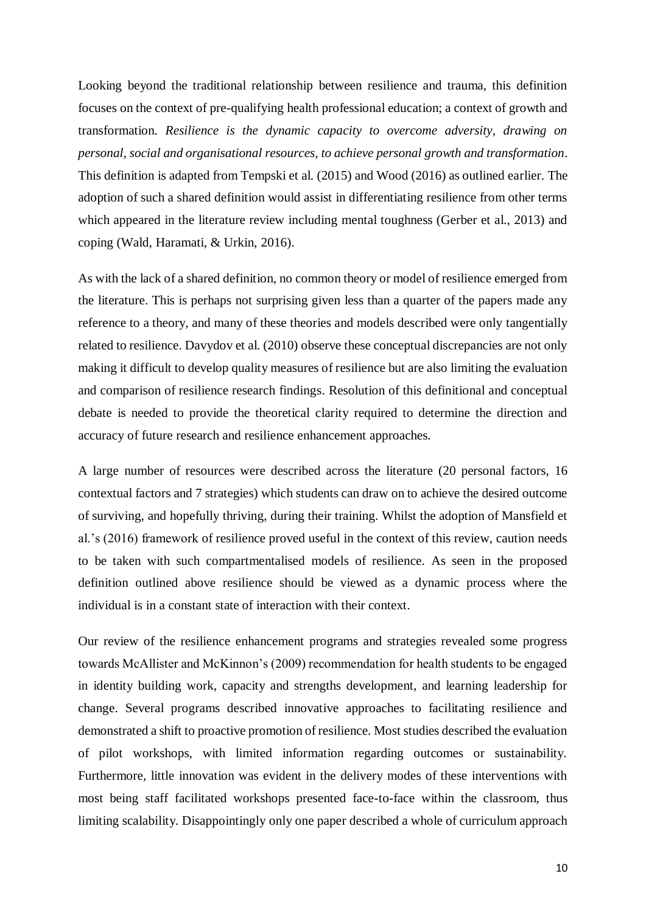Looking beyond the traditional relationship between resilience and trauma, this definition focuses on the context of pre-qualifying health professional education; a context of growth and transformation. *Resilience is the dynamic capacity to overcome adversity, drawing on personal, social and organisational resources, to achieve personal growth and transformation*. This definition is adapted from Tempski et al. (2015) and Wood (2016) as outlined earlier. The adoption of such a shared definition would assist in differentiating resilience from other terms which appeared in the literature review including mental toughness (Gerber et al., 2013) and coping (Wald, Haramati, & Urkin, 2016).

As with the lack of a shared definition, no common theory or model of resilience emerged from the literature. This is perhaps not surprising given less than a quarter of the papers made any reference to a theory, and many of these theories and models described were only tangentially related to resilience. Davydov et al. (2010) observe these conceptual discrepancies are not only making it difficult to develop quality measures of resilience but are also limiting the evaluation and comparison of resilience research findings. Resolution of this definitional and conceptual debate is needed to provide the theoretical clarity required to determine the direction and accuracy of future research and resilience enhancement approaches.

A large number of resources were described across the literature (20 personal factors, 16 contextual factors and 7 strategies) which students can draw on to achieve the desired outcome of surviving, and hopefully thriving, during their training. Whilst the adoption of Mansfield et al.'s (2016) framework of resilience proved useful in the context of this review, caution needs to be taken with such compartmentalised models of resilience. As seen in the proposed definition outlined above resilience should be viewed as a dynamic process where the individual is in a constant state of interaction with their context.

Our review of the resilience enhancement programs and strategies revealed some progress towards McAllister and McKinnon's (2009) recommendation for health students to be engaged in identity building work, capacity and strengths development, and learning leadership for change. Several programs described innovative approaches to facilitating resilience and demonstrated a shift to proactive promotion of resilience. Most studies described the evaluation of pilot workshops, with limited information regarding outcomes or sustainability. Furthermore, little innovation was evident in the delivery modes of these interventions with most being staff facilitated workshops presented face-to-face within the classroom, thus limiting scalability. Disappointingly only one paper described a whole of curriculum approach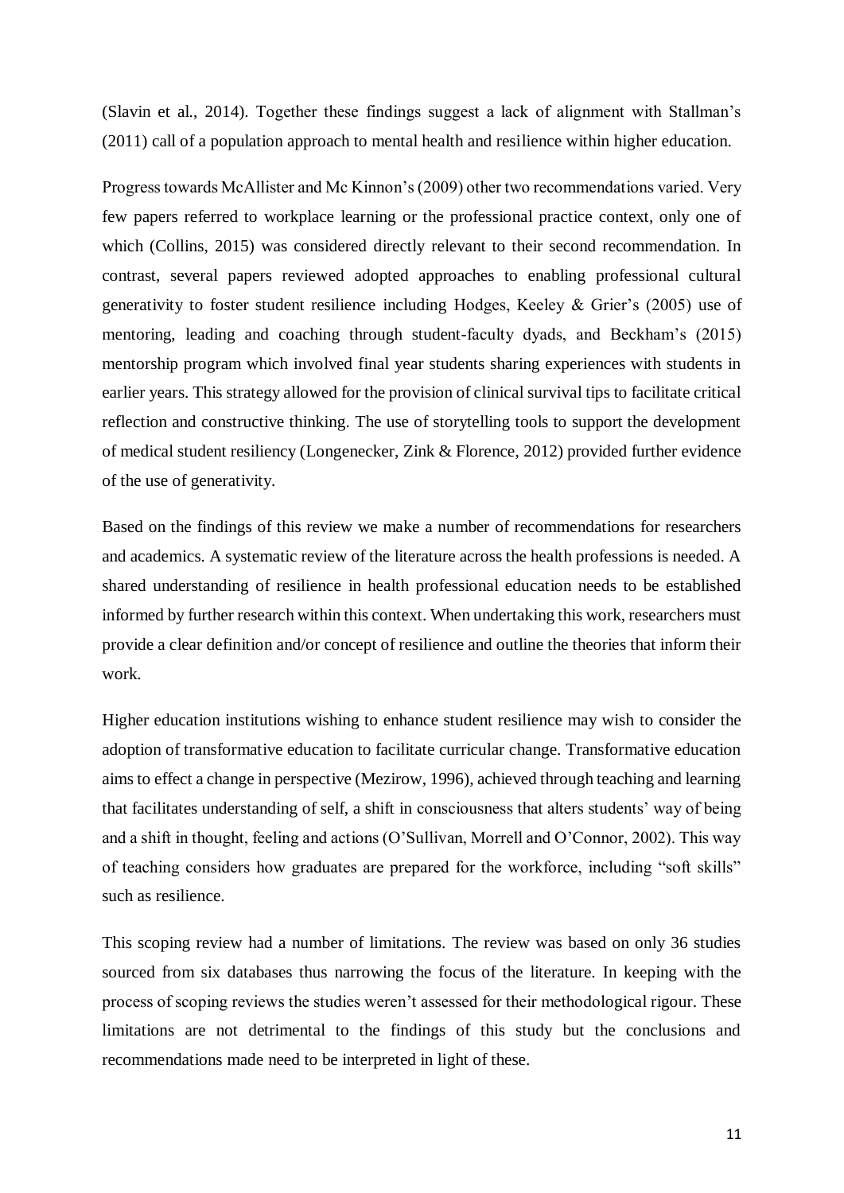(Slavin et al., 2014). Together these findings suggest a lack of alignment with Stallman's (2011) call of a population approach to mental health and resilience within higher education.

Progress towards McAllister and Mc Kinnon's (2009) other two recommendations varied. Very few papers referred to workplace learning or the professional practice context, only one of which (Collins, 2015) was considered directly relevant to their second recommendation. In contrast, several papers reviewed adopted approaches to enabling professional cultural generativity to foster student resilience including Hodges, Keeley & Grier's (2005) use of mentoring, leading and coaching through student-faculty dyads, and Beckham's (2015) mentorship program which involved final year students sharing experiences with students in earlier years. This strategy allowed for the provision of clinical survival tips to facilitate critical reflection and constructive thinking. The use of storytelling tools to support the development of medical student resiliency (Longenecker, Zink & Florence, 2012) provided further evidence of the use of generativity.

Based on the findings of this review we make a number of recommendations for researchers and academics. A systematic review of the literature across the health professions is needed. A shared understanding of resilience in health professional education needs to be established informed by further research within this context. When undertaking this work, researchers must provide a clear definition and/or concept of resilience and outline the theories that inform their work.

Higher education institutions wishing to enhance student resilience may wish to consider the adoption of transformative education to facilitate curricular change. Transformative education aims to effect a change in perspective (Mezirow, 1996), achieved through teaching and learning that facilitates understanding of self, a shift in consciousness that alters students' way of being and a shift in thought, feeling and actions (O'Sullivan, Morrell and O'Connor, 2002). This way of teaching considers how graduates are prepared for the workforce, including "soft skills" such as resilience.

This scoping review had a number of limitations. The review was based on only 36 studies sourced from six databases thus narrowing the focus of the literature. In keeping with the process of scoping reviews the studies weren't assessed for their methodological rigour. These limitations are not detrimental to the findings of this study but the conclusions and recommendations made need to be interpreted in light of these.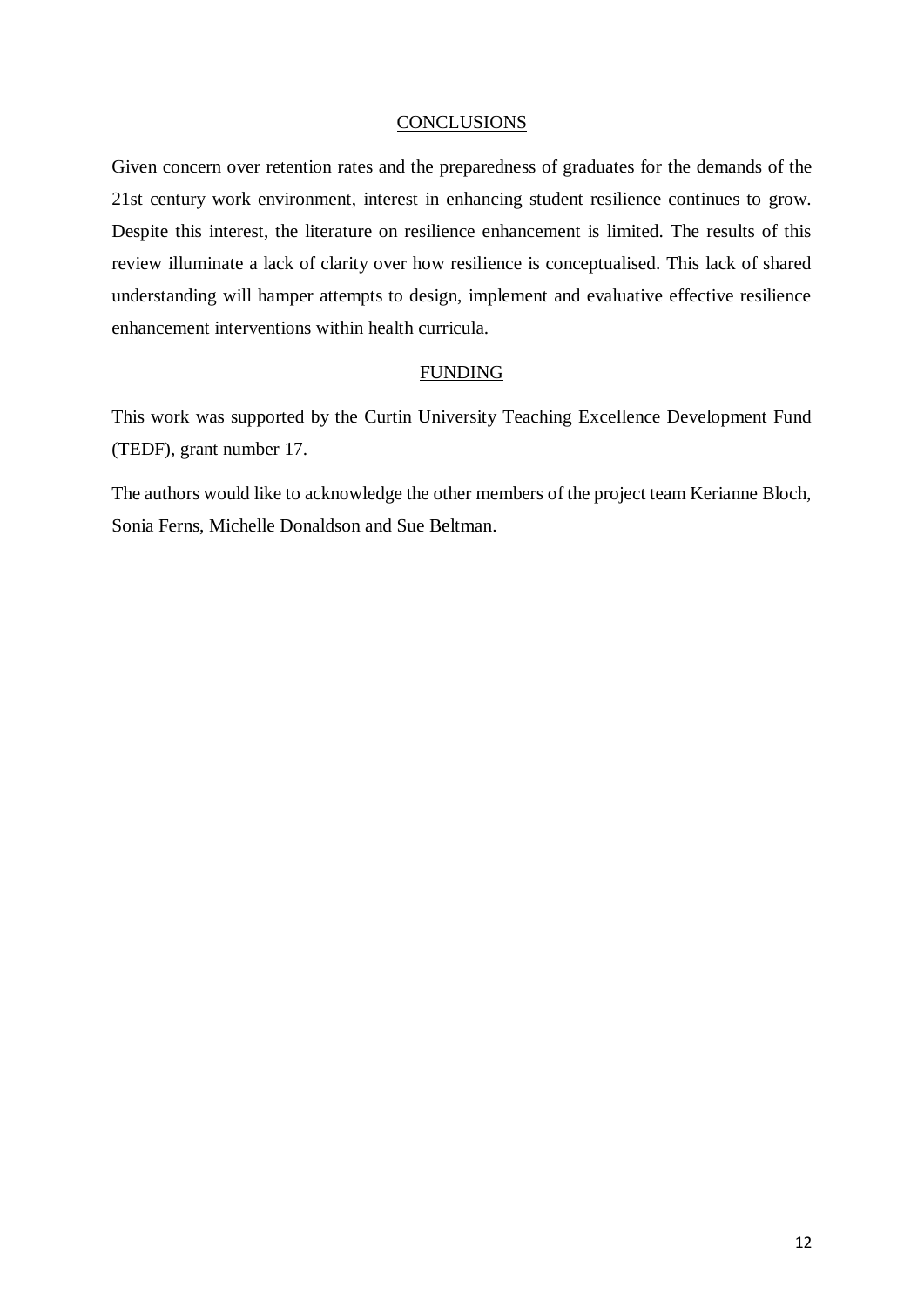## CONCLUSIONS

Given concern over retention rates and the preparedness of graduates for the demands of the 21st century work environment, interest in enhancing student resilience continues to grow. Despite this interest, the literature on resilience enhancement is limited. The results of this review illuminate a lack of clarity over how resilience is conceptualised. This lack of shared understanding will hamper attempts to design, implement and evaluative effective resilience enhancement interventions within health curricula.

## FUNDING

This work was supported by the Curtin University Teaching Excellence Development Fund (TEDF), grant number 17.

The authors would like to acknowledge the other members of the project team Kerianne Bloch, Sonia Ferns, Michelle Donaldson and Sue Beltman.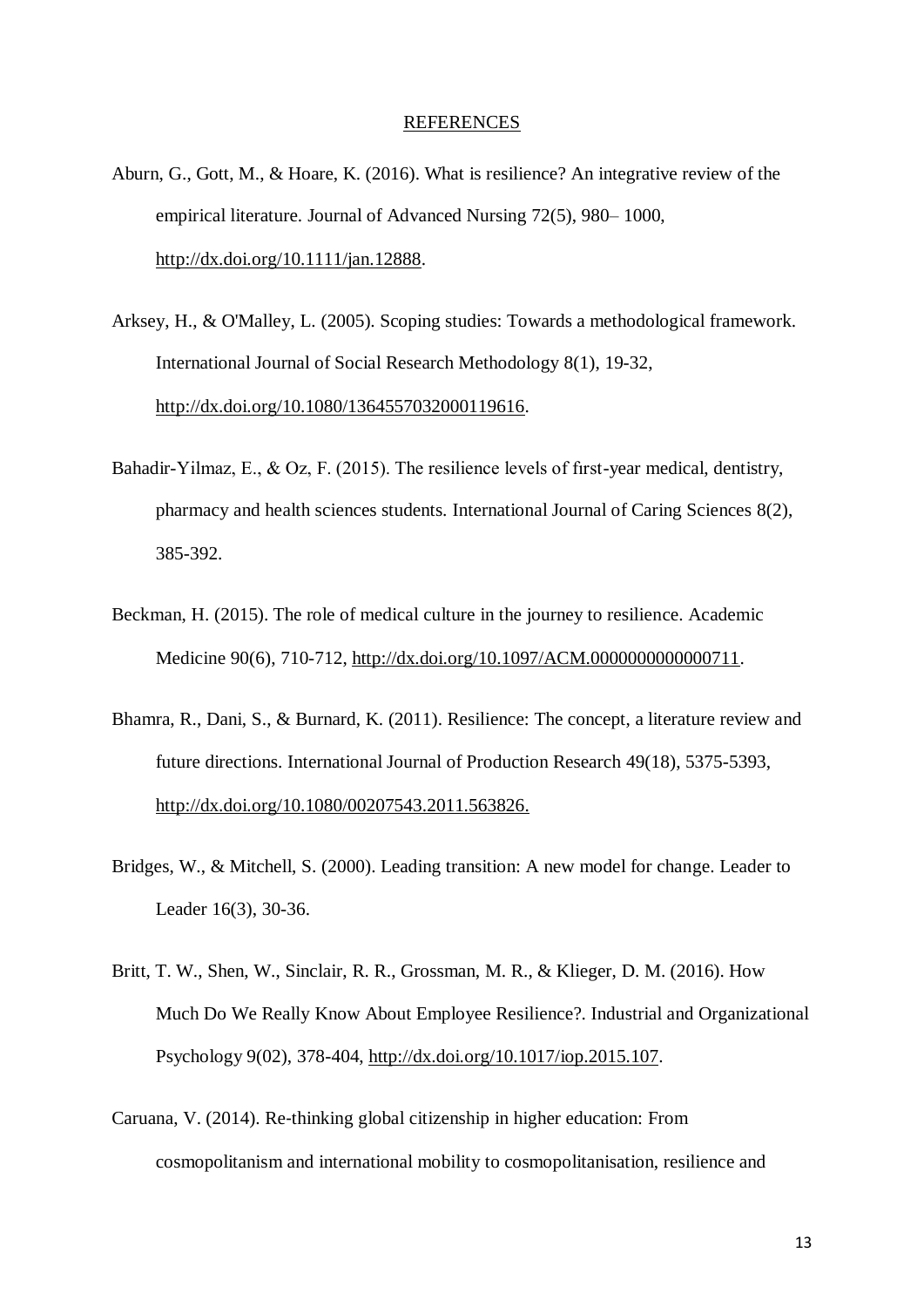## REFERENCES

Aburn, G., Gott, M., & Hoare, K. (2016). What is resilience? An integrative review of the empirical literature. Journal of Advanced Nursing 72(5), 980– 1000, http://dx.doi.org/10.1111/jan.12888.

Arksey, H., & O'Malley, L. (2005). Scoping studies: Towards a methodological framework. International Journal of Social Research Methodology 8(1), 19-32, http://dx.doi.org/10.1080/1364557032000119616.

Bahadir-Yilmaz, E., & Oz, F. (2015). The resilience levels of fırst-year medical, dentistry, pharmacy and health sciences students. International Journal of Caring Sciences 8(2), 385-392.

Beckman, H. (2015). The role of medical culture in the journey to resilience. Academic Medicine 90(6), 710-712, http://dx.doi.org/10.1097/ACM.0000000000000711.

Bhamra, R., Dani, S., & Burnard, K. (2011). Resilience: The concept, a literature review and future directions. International Journal of Production Research 49(18), 5375-5393, http://dx.doi.org/10.1080/00207543.2011.563826.

Bridges, W., & Mitchell, S. (2000). Leading transition: A new model for change. Leader to Leader 16(3), 30-36.

Britt, T. W., Shen, W., Sinclair, R. R., Grossman, M. R., & Klieger, D. M. (2016). How Much Do We Really Know About Employee Resilience?. Industrial and Organizational Psychology 9(02), 378-404, http://dx.doi.org/10.1017/iop.2015.107.

Caruana, V. (2014). Re-thinking global citizenship in higher education: From cosmopolitanism and international mobility to cosmopolitanisation, resilience and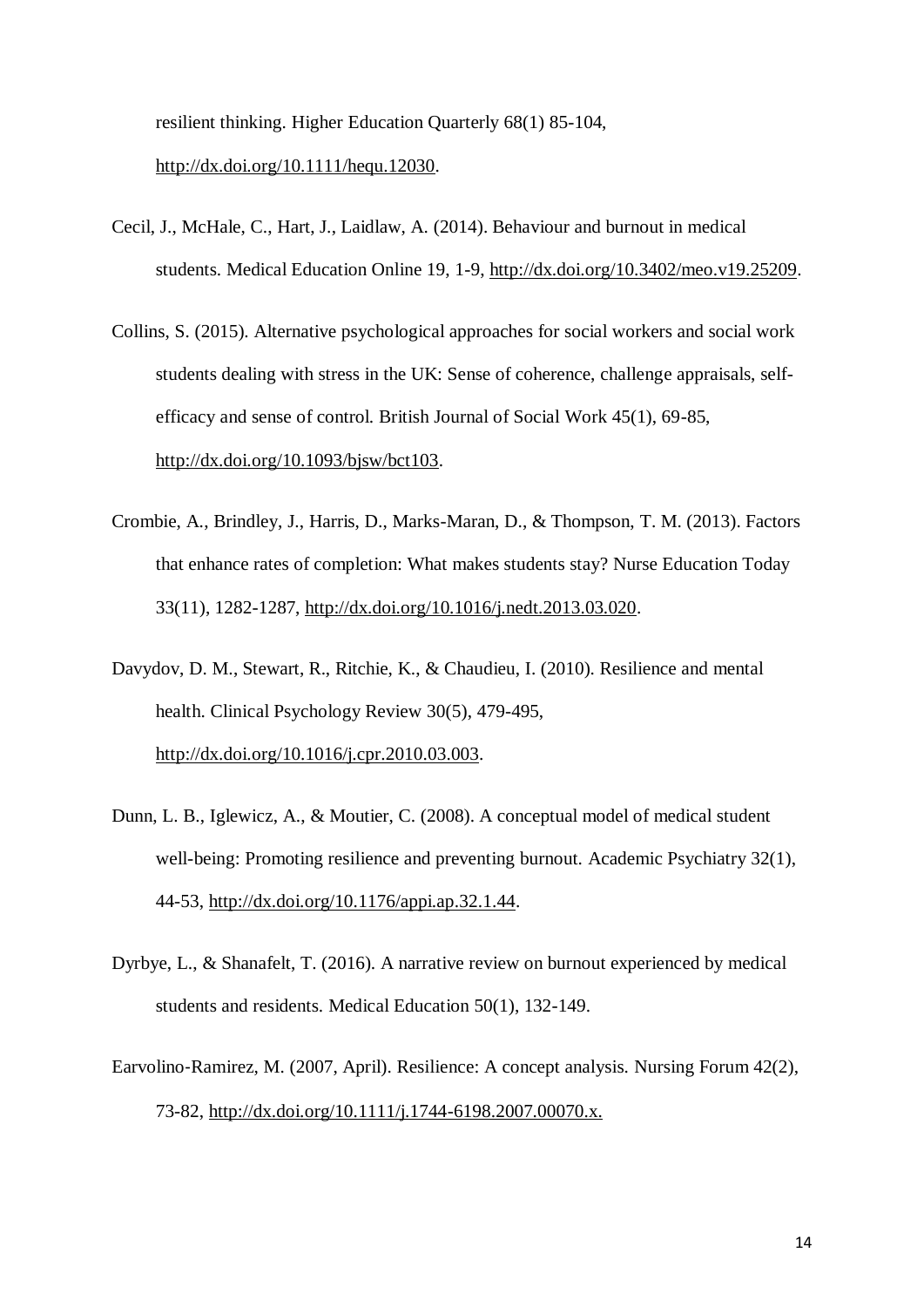resilient thinking. Higher Education Quarterly 68(1) 85-104, http://dx.doi.org/10.1111/hequ.12030.

Cecil, J., McHale, C., Hart, J., Laidlaw, A. (2014). Behaviour and burnout in medical students. Medical Education Online 19, 1-9, http://dx.doi.org/10.3402/meo.v19.25209.

Collins, S. (2015). Alternative psychological approaches for social workers and social work students dealing with stress in the UK: Sense of coherence, challenge appraisals, self-efficacy and sense of control. British Journal of Social Work 45(1), 69-85, http://dx.doi.org/10.1093/bjsw/bct103.

Crombie, A., Brindley, J., Harris, D., Marks-Maran, D., & Thompson, T. M. (2013). Factors that enhance rates of completion: What makes students stay? Nurse Education Today 33(11), 1282-1287, http://dx.doi.org/10.1016/j.nedt.2013.03.020.

Davydov, D. M., Stewart, R., Ritchie, K., & Chaudieu, I. (2010). Resilience and mental health. Clinical Psychology Review 30(5), 479-495, http://dx.doi.org/10.1016/j.cpr.2010.03.003.

Dunn, L. B., Iglewicz, A., & Moutier, C. (2008). A conceptual model of medical student well-being: Promoting resilience and preventing burnout. Academic Psychiatry 32(1), 44-53, http://dx.doi.org/10.1176/appi.ap.32.1.44.

Dyrbye, L., & Shanafelt, T. (2016). A narrative review on burnout experienced by medical students and residents. Medical Education 50(1), 132-149.

Earvolino-Ramirez, M. (2007, April). Resilience: A concept analysis. Nursing Forum 42(2), 73-82, http://dx.doi.org/10.1111/j.1744-6198.2007.00070.x.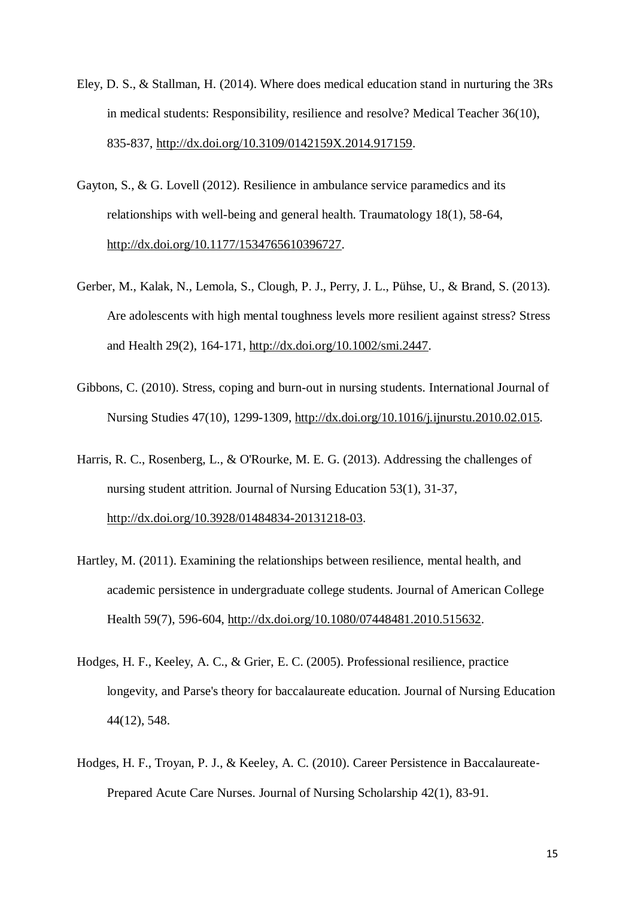Eley, D. S., & Stallman, H. (2014). Where does medical education stand in nurturing the 3Rs in medical students: Responsibility, resilience and resolve? Medical Teacher 36(10), 835-837, http://dx.doi.org/10.3109/0142159X.2014.917159.

Gayton, S., & G. Lovell (2012). Resilience in ambulance service paramedics and its relationships with well-being and general health. Traumatology 18(1), 58-64, http://dx.doi.org/10.1177/1534765610396727.

Gerber, M., Kalak, N., Lemola, S., Clough, P. J., Perry, J. L., Pühse, U., & Brand, S. (2013). Are adolescents with high mental toughness levels more resilient against stress? Stress and Health 29(2), 164-171, http://dx.doi.org/10.1002/smi.2447.

Gibbons, C. (2010). Stress, coping and burn-out in nursing students. International Journal of Nursing Studies 47(10), 1299-1309, http://dx.doi.org/10.1016/j.ijnurstu.2010.02.015.

Harris, R. C., Rosenberg, L., & O'Rourke, M. E. G. (2013). Addressing the challenges of nursing student attrition. Journal of Nursing Education 53(1), 31-37, http://dx.doi.org/10.3928/01484834-20131218-03.

Hartley, M. (2011). Examining the relationships between resilience, mental health, and academic persistence in undergraduate college students. Journal of American College Health 59(7), 596-604, http://dx.doi.org/10.1080/07448481.2010.515632.

Hodges, H. F., Keeley, A. C., & Grier, E. C. (2005). Professional resilience, practice longevity, and Parse's theory for baccalaureate education. Journal of Nursing Education 44(12), 548.

Hodges, H. F., Troyan, P. J., & Keeley, A. C. (2010). Career Persistence in Baccalaureate-Prepared Acute Care Nurses. Journal of Nursing Scholarship 42(1), 83-91.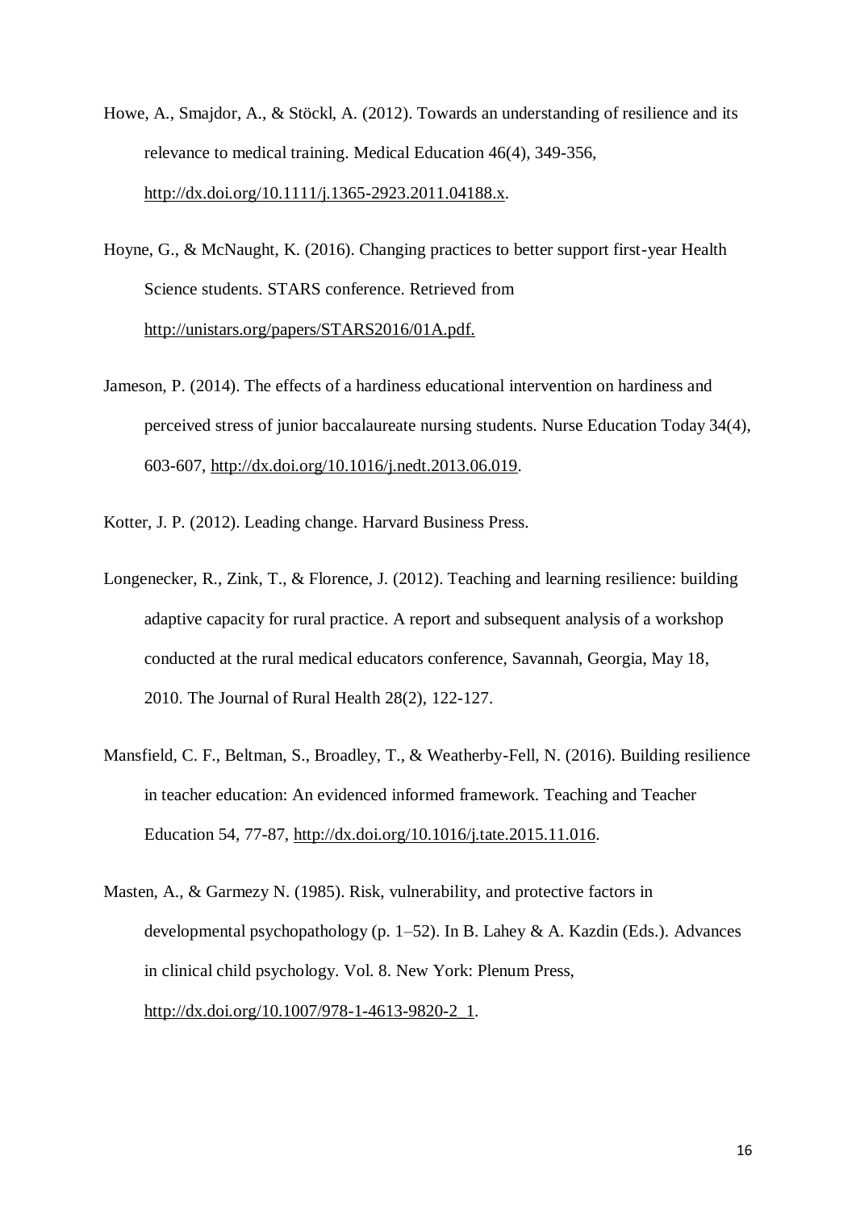Howe, A., Smajdor, A., & Stöckl, A. (2012). Towards an understanding of resilience and its relevance to medical training. Medical Education 46(4), 349-356, http://dx.doi.org/10.1111/j.1365-2923.2011.04188.x.

Hoyne, G., & McNaught, K. (2016). Changing practices to better support first-year Health Science students. STARS conference. Retrieved from http://unistars.org/papers/STARS2016/01A.pdf.

Jameson, P. (2014). The effects of a hardiness educational intervention on hardiness and perceived stress of junior baccalaureate nursing students. Nurse Education Today 34(4), 603-607, http://dx.doi.org/10.1016/j.nedt.2013.06.019.

Kotter, J. P. (2012). Leading change. Harvard Business Press.

Longenecker, R., Zink, T., & Florence, J. (2012). Teaching and learning resilience: building adaptive capacity for rural practice. A report and subsequent analysis of a workshop conducted at the rural medical educators conference, Savannah, Georgia, May 18, 2010. The Journal of Rural Health 28(2), 122-127.

Mansfield, C. F., Beltman, S., Broadley, T., & Weatherby-Fell, N. (2016). Building resilience in teacher education: An evidenced informed framework. Teaching and Teacher Education 54, 77-87, http://dx.doi.org/10.1016/j.tate.2015.11.016.

Masten, A., & Garmezy N. (1985). Risk, vulnerability, and protective factors in developmental psychopathology (p. 1–52). In B. Lahey & A. Kazdin (Eds.). Advances in clinical child psychology. Vol. 8. New York: Plenum Press, http://dx.doi.org/10.1007/978-1-4613-9820-2_1.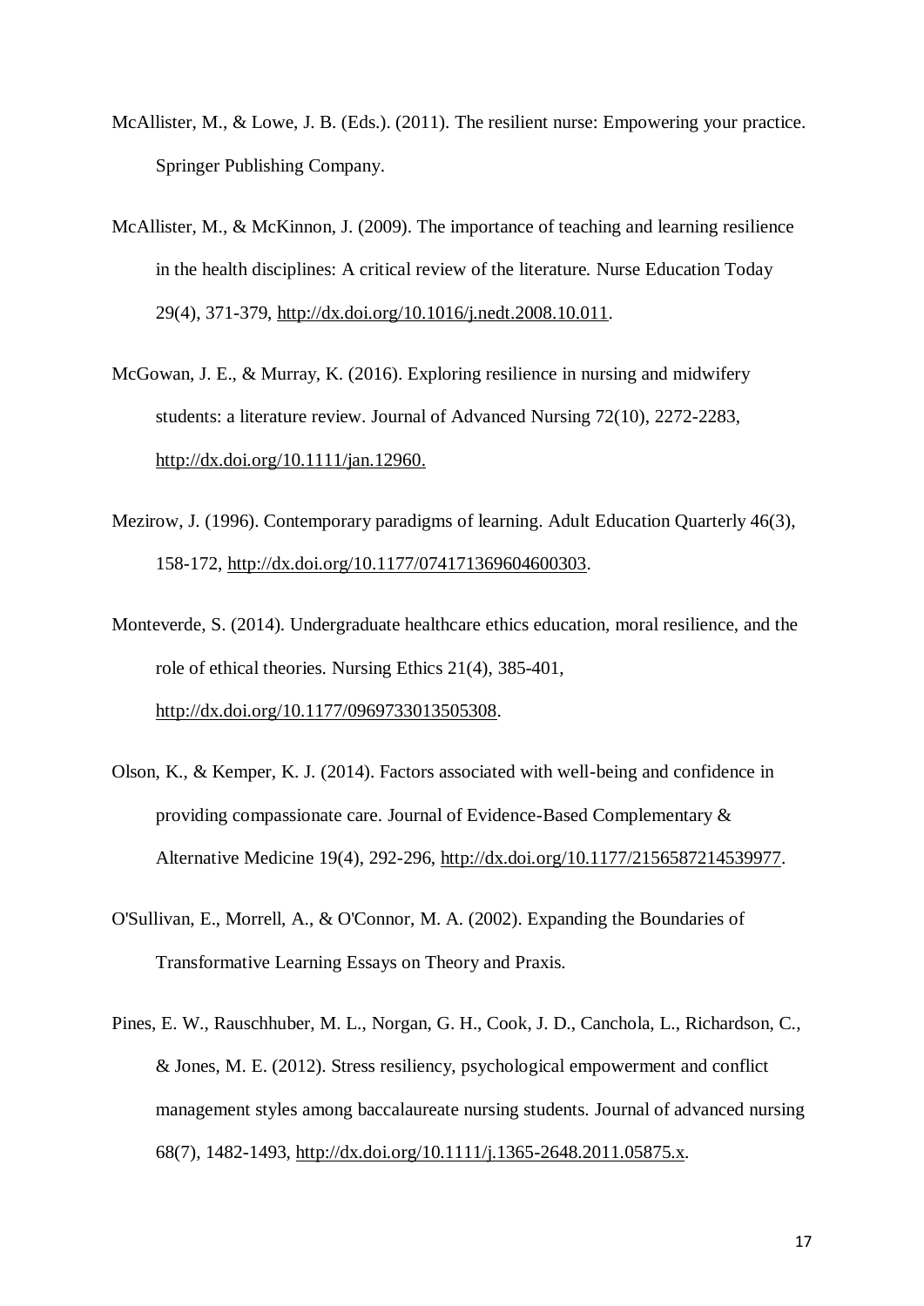McAllister, M., & Lowe, J. B. (Eds.). (2011). The resilient nurse: Empowering your practice. Springer Publishing Company.

McAllister, M., & McKinnon, J. (2009). The importance of teaching and learning resilience in the health disciplines: A critical review of the literature. Nurse Education Today 29(4), 371-379, http://dx.doi.org/10.1016/j.nedt.2008.10.011.

McGowan, J. E., & Murray, K. (2016). Exploring resilience in nursing and midwifery students: a literature review. Journal of Advanced Nursing 72(10), 2272-2283, http://dx.doi.org/10.1111/jan.12960.

Mezirow, J. (1996). Contemporary paradigms of learning. Adult Education Quarterly 46(3), 158-172, http://dx.doi.org/10.1177/074171369604600303.

Monteverde, S. (2014). Undergraduate healthcare ethics education, moral resilience, and the role of ethical theories. Nursing Ethics 21(4), 385-401, http://dx.doi.org/10.1177/0969733013505308.

Olson, K., & Kemper, K. J. (2014). Factors associated with well-being and confidence in providing compassionate care. Journal of Evidence-Based Complementary & Alternative Medicine 19(4), 292-296, http://dx.doi.org/10.1177/2156587214539977.

O'Sullivan, E., Morrell, A., & O'Connor, M. A. (2002). Expanding the Boundaries of Transformative Learning Essays on Theory and Praxis.

Pines, E. W., Rauschhuber, M. L., Norgan, G. H., Cook, J. D., Canchola, L., Richardson, C., & Jones, M. E. (2012). Stress resiliency, psychological empowerment and conflict management styles among baccalaureate nursing students. Journal of advanced nursing 68(7), 1482-1493, http://dx.doi.org/10.1111/j.1365-2648.2011.05875.x.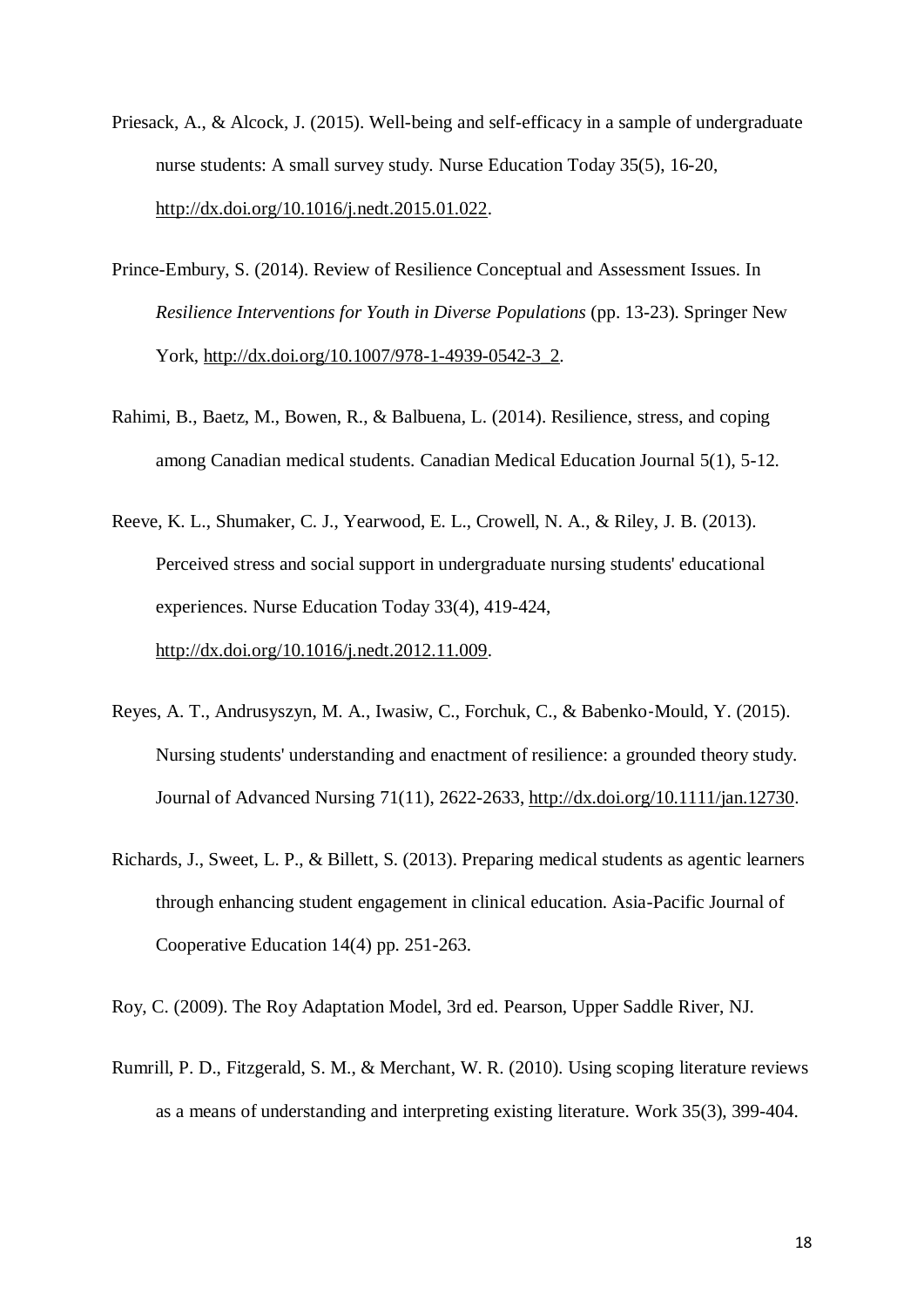Priesack, A., & Alcock, J. (2015). Well-being and self-efficacy in a sample of undergraduate nurse students: A small survey study. Nurse Education Today 35(5), 16-20, http://dx.doi.org/10.1016/j.nedt.2015.01.022.

Prince-Embury, S. (2014). Review of Resilience Conceptual and Assessment Issues. In *Resilience Interventions for Youth in Diverse Populations* (pp. 13-23). Springer New York, http://dx.doi.org/10.1007/978-1-4939-0542-3_2.

Rahimi, B., Baetz, M., Bowen, R., & Balbuena, L. (2014). Resilience, stress, and coping among Canadian medical students. Canadian Medical Education Journal 5(1), 5-12.

Reeve, K. L., Shumaker, C. J., Yearwood, E. L., Crowell, N. A., & Riley, J. B. (2013). Perceived stress and social support in undergraduate nursing students' educational experiences. Nurse Education Today 33(4), 419-424, http://dx.doi.org/10.1016/j.nedt.2012.11.009.

Reyes, A. T., Andrusyszyn, M. A., Iwasiw, C., Forchuk, C., & Babenko-Mould, Y. (2015). Nursing students' understanding and enactment of resilience: a grounded theory study. Journal of Advanced Nursing 71(11), 2622-2633, http://dx.doi.org/10.1111/jan.12730.

Richards, J., Sweet, L. P., & Billett, S. (2013). Preparing medical students as agentic learners through enhancing student engagement in clinical education. Asia-Pacific Journal of Cooperative Education 14(4) pp. 251-263.

Roy, C. (2009). The Roy Adaptation Model, 3rd ed. Pearson, Upper Saddle River, NJ.

Rumrill, P. D., Fitzgerald, S. M., & Merchant, W. R. (2010). Using scoping literature reviews as a means of understanding and interpreting existing literature. Work 35(3), 399-404.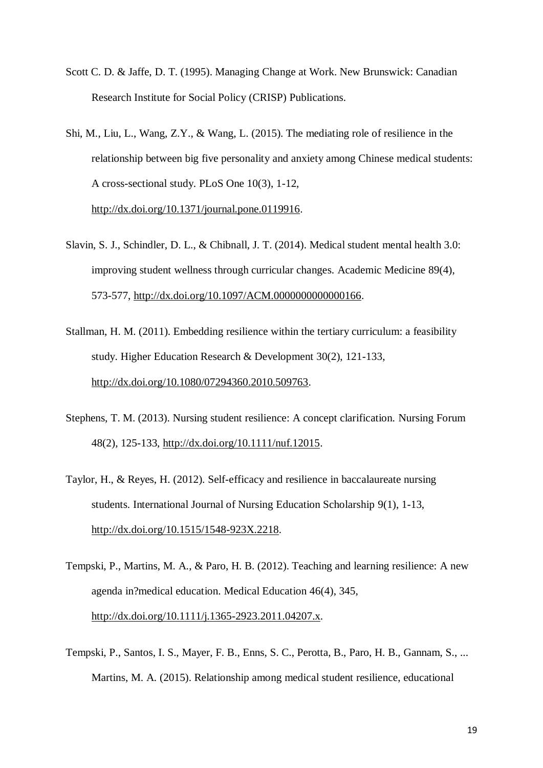Scott C. D. & Jaffe, D. T. (1995). Managing Change at Work. New Brunswick: Canadian Research Institute for Social Policy (CRISP) Publications.

Shi, M., Liu, L., Wang, Z.Y., & Wang, L. (2015). The mediating role of resilience in the relationship between big five personality and anxiety among Chinese medical students: A cross-sectional study. PLoS One 10(3), 1-12, http://dx.doi.org/10.1371/journal.pone.0119916.

Slavin, S. J., Schindler, D. L., & Chibnall, J. T. (2014). Medical student mental health 3.0: improving student wellness through curricular changes. Academic Medicine 89(4), 573-577, http://dx.doi.org/10.1097/ACM.0000000000000166.

Stallman, H. M. (2011). Embedding resilience within the tertiary curriculum: a feasibility study. Higher Education Research & Development 30(2), 121-133, http://dx.doi.org/10.1080/07294360.2010.509763.

Stephens, T. M. (2013). Nursing student resilience: A concept clarification. Nursing Forum 48(2), 125-133, http://dx.doi.org/10.1111/nuf.12015.

Taylor, H., & Reyes, H. (2012). Self-efficacy and resilience in baccalaureate nursing students. International Journal of Nursing Education Scholarship 9(1), 1-13, http://dx.doi.org/10.1515/1548-923X.2218.

Tempski, P., Martins, M. A., & Paro, H. B. (2012). Teaching and learning resilience: A new agenda in?medical education. Medical Education 46(4), 345, http://dx.doi.org/10.1111/j.1365-2923.2011.04207.x.

Tempski, P., Santos, I. S., Mayer, F. B., Enns, S. C., Perotta, B., Paro, H. B., Gannam, S., ... Martins, M. A. (2015). Relationship among medical student resilience, educational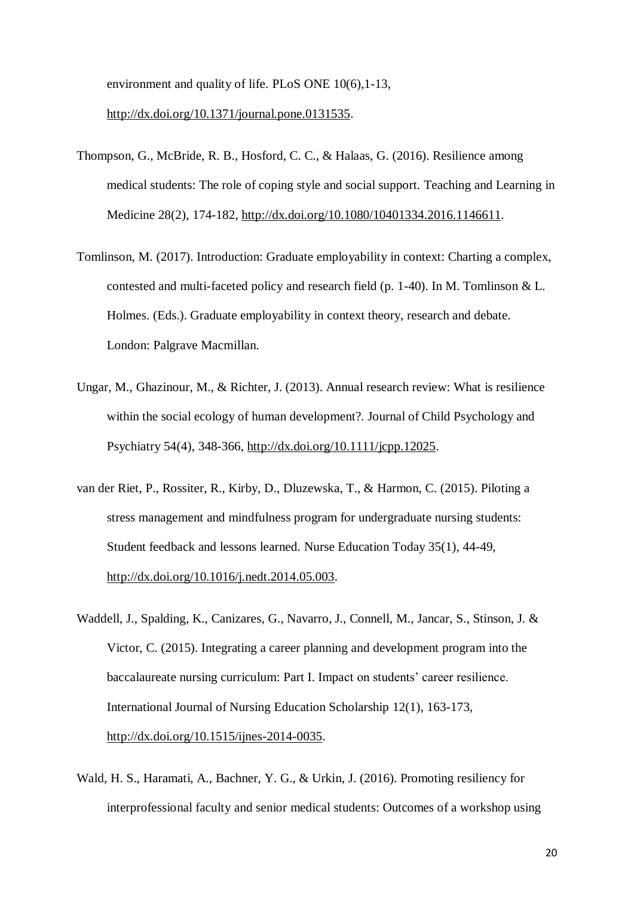environment and quality of life. PLoS ONE 10(6),1-13, http://dx.doi.org/10.1371/journal.pone.0131535.

Thompson, G., McBride, R. B., Hosford, C. C., & Halaas, G. (2016). Resilience among medical students: The role of coping style and social support. Teaching and Learning in Medicine 28(2), 174-182, http://dx.doi.org/10.1080/10401334.2016.1146611.

Tomlinson, M. (2017). Introduction: Graduate employability in context: Charting a complex, contested and multi-faceted policy and research field (p. 1-40). In M. Tomlinson & L. Holmes. (Eds.). Graduate employability in context theory, research and debate. London: Palgrave Macmillan.

Ungar, M., Ghazinour, M., & Richter, J. (2013). Annual research review: What is resilience within the social ecology of human development?. Journal of Child Psychology and Psychiatry 54(4), 348-366, http://dx.doi.org/10.1111/jcpp.12025.

van der Riet, P., Rossiter, R., Kirby, D., Dluzewska, T., & Harmon, C. (2015). Piloting a stress management and mindfulness program for undergraduate nursing students: Student feedback and lessons learned. Nurse Education Today 35(1), 44-49, http://dx.doi.org/10.1016/j.nedt.2014.05.003.

Waddell, J., Spalding, K., Canizares, G., Navarro, J., Connell, M., Jancar, S., Stinson, J. & Victor, C. (2015). Integrating a career planning and development program into the baccalaureate nursing curriculum: Part I. Impact on students' career resilience. International Journal of Nursing Education Scholarship 12(1), 163-173, http://dx.doi.org/10.1515/ijnes-2014-0035.

Wald, H. S., Haramati, A., Bachner, Y. G., & Urkin, J. (2016). Promoting resiliency for interprofessional faculty and senior medical students: Outcomes of a workshop using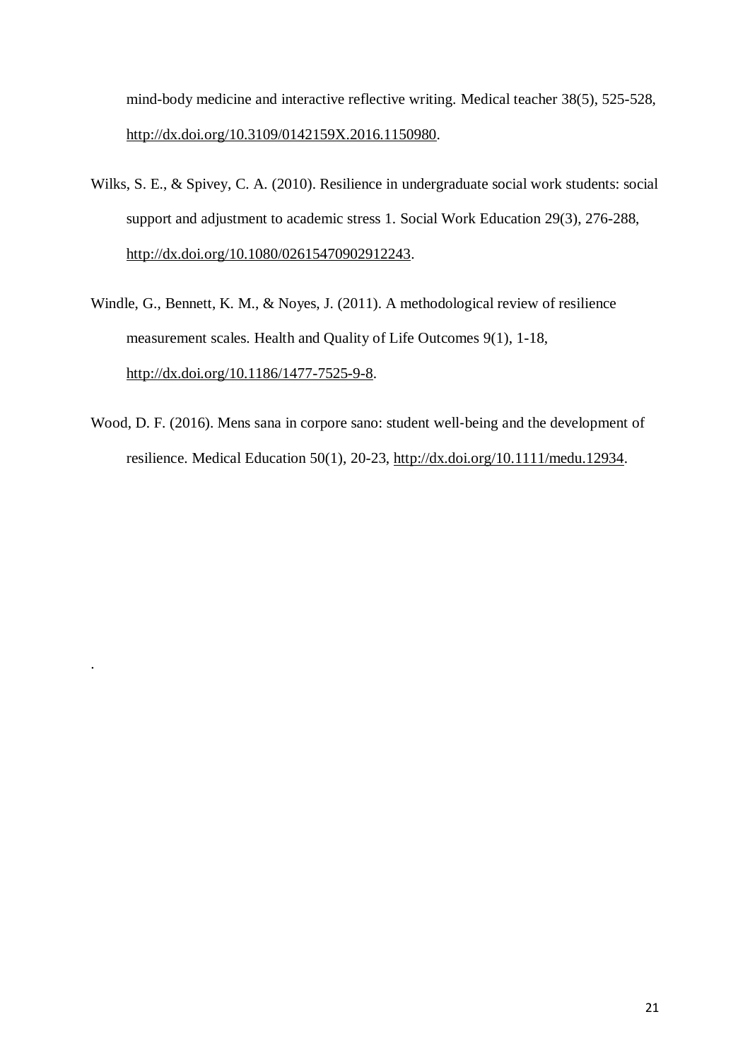mind-body medicine and interactive reflective writing. Medical teacher 38(5), 525-528, http://dx.doi.org/10.3109/0142159X.2016.1150980.

Wilks, S. E., & Spivey, C. A. (2010). Resilience in undergraduate social work students: social support and adjustment to academic stress 1. Social Work Education 29(3), 276-288, http://dx.doi.org/10.1080/02615470902912243.

Windle, G., Bennett, K. M., & Noyes, J. (2011). A methodological review of resilience measurement scales. Health and Quality of Life Outcomes 9(1), 1-18, http://dx.doi.org/10.1186/1477-7525-9-8.

Wood, D. F. (2016). Mens sana in corpore sano: student well-being and the development of resilience. Medical Education 50(1), 20-23, http://dx.doi.org/10.1111/medu.12934.

.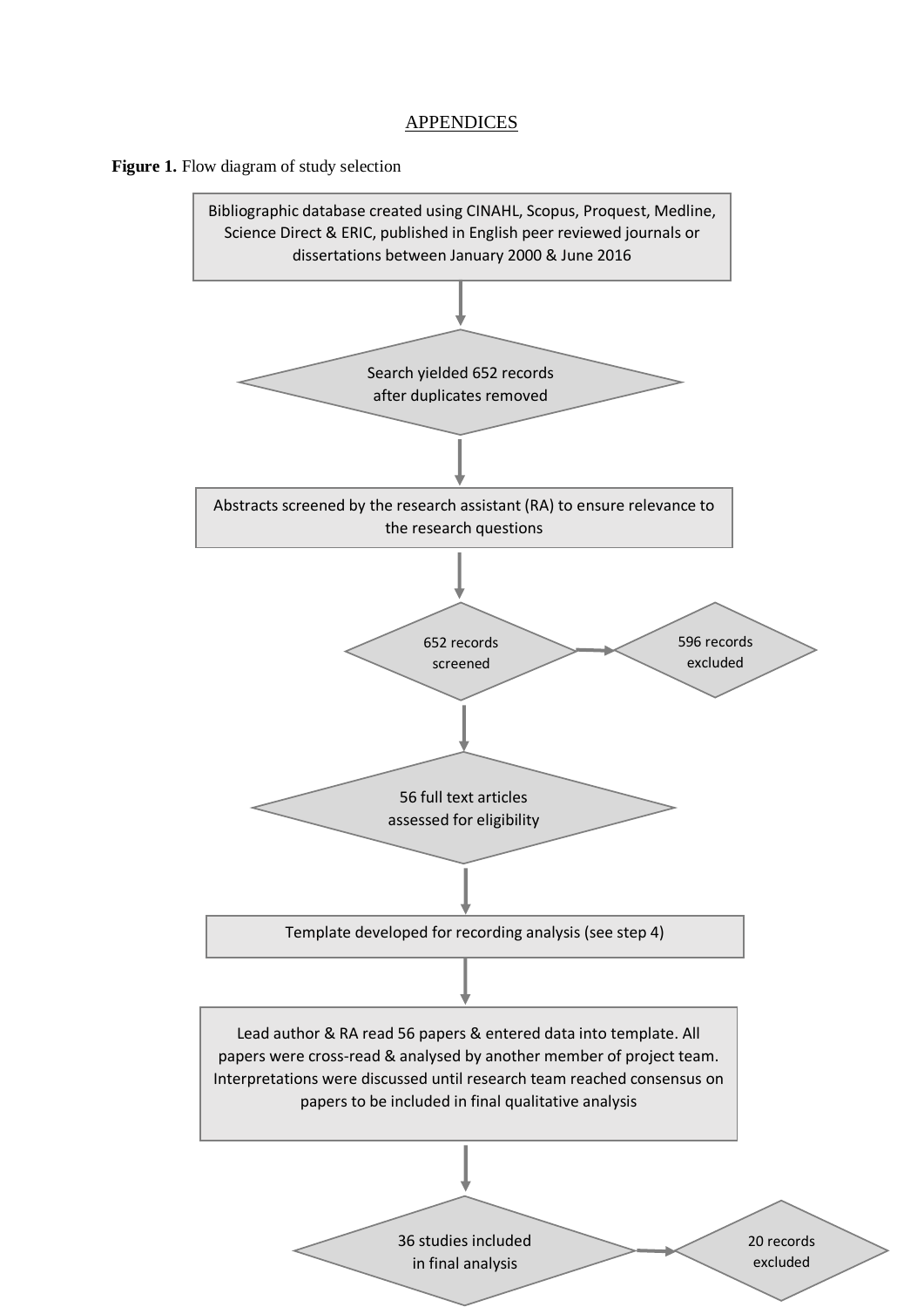# APPENDICES

**Figure 1.** Flow diagram of study selection

Bibliographic database created using CINAHL, Scopus, Proquest, Medline, Science Direct & ERIC, published in English peer reviewed journals or dissertations between January 2000 & June 2016

↓

Search yielded 652 records after duplicates removed

↓

Abstracts screened by the research assistant (RA) to ensure relevance to the research questions

↓

652 records screened → 596 records excluded

↓

56 full text articles assessed for eligibility

↓

Template developed for recording analysis (see step 4)

↓

Lead author & RA read 56 papers & entered data into template. All papers were cross-read & analysed by another member of project team. Interpretations were discussed until research team reached consensus on papers to be included in final qualitative analysis

↓

36 studies included in final analysis → 20 records excluded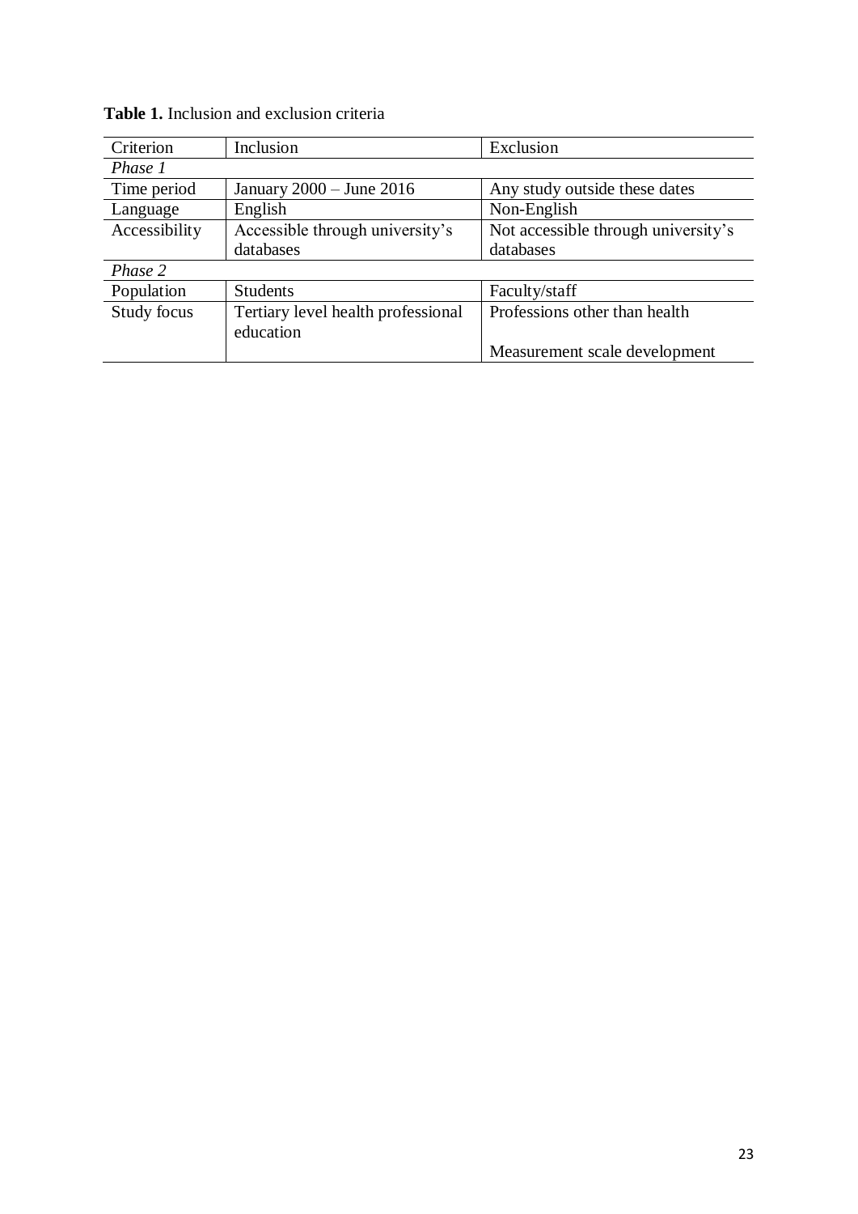**Table 1.** Inclusion and exclusion criteria

| Criterion | Inclusion | Exclusion |
| --- | --- | --- |
| *Phase 1* | | |
| Time period | January 2000 – June 2016 | Any study outside these dates |
| Language | English | Non-English |
| Accessibility | Accessible through university's databases | Not accessible through university's databases |
| *Phase 2* | | |
| Population | Students | Faculty/staff |
| Study focus | Tertiary level health professional education | Professions other than health<br><br>Measurement scale development |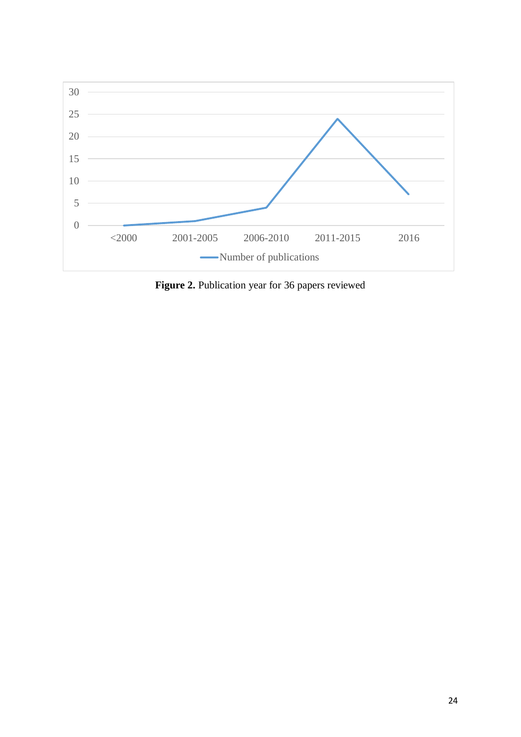**Figure 2.** Publication year for 36 papers reviewed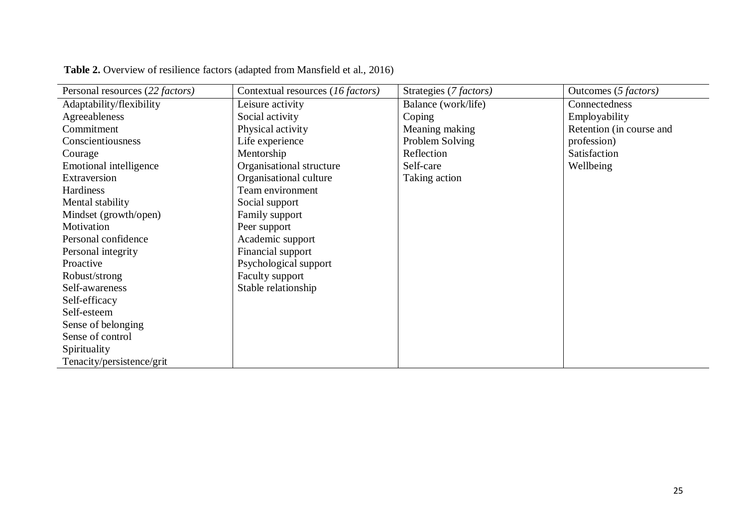**Table 2.** Overview of resilience factors (adapted from Mansfield et al., 2016)

| Personal resources (*22 factors)* | Contextual resources (*16 factors)* | Strategies (*7 factors)* | Outcomes (*5 factors)* |
|---|---|---|---|
| Adaptability/flexibility | Leisure activity | Balance (work/life) | Connectedness |
| Agreeableness | Social activity | Coping | Employability |
| Commitment | Physical activity | Meaning making | Retention (in course and profession) |
| Conscientiousness | Life experience | Problem Solving | Satisfaction |
| Courage | Mentorship | Reflection | Wellbeing |
| Emotional intelligence | Organisational structure | Self-care | |
| Extraversion | Organisational culture | Taking action | |
| Hardiness | Team environment | | |
| Mental stability | Social support | | |
| Mindset (growth/open) | Family support | | |
| Motivation | Peer support | | |
| Personal confidence | Academic support | | |
| Personal integrity | Financial support | | |
| Proactive | Psychological support | | |
| Robust/strong | Faculty support | | |
| Self-awareness | Stable relationship | | |
| Self-efficacy | | | |
| Self-esteem | | | |
| Sense of belonging | | | |
| Sense of control | | | |
| Spirituality | | | |
| Tenacity/persistence/grit | | | |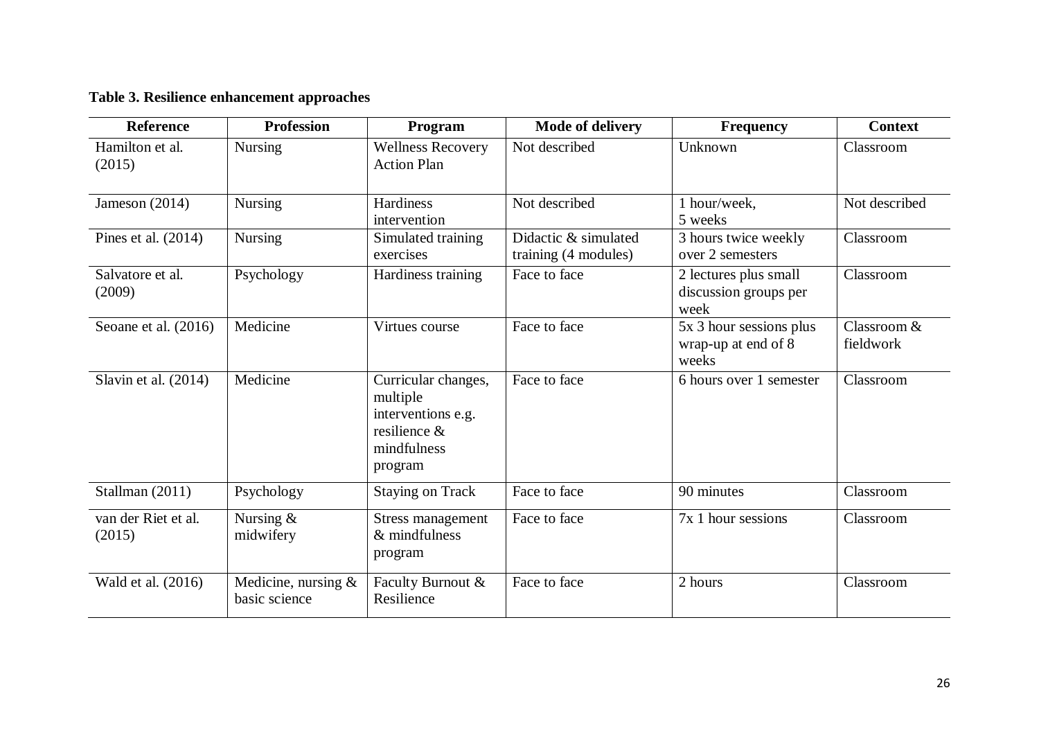**Table 3. Resilience enhancement approaches**

| Reference | Profession | Program | Mode of delivery | Frequency | Context |
|---|---|---|---|---|---|
| Hamilton et al. (2015) | Nursing | Wellness Recovery Action Plan | Not described | Unknown | Classroom |
| Jameson (2014) | Nursing | Hardiness intervention | Not described | 1 hour/week, 5 weeks | Not described |
| Pines et al. (2014) | Nursing | Simulated training exercises | Didactic & simulated training (4 modules) | 3 hours twice weekly over 2 semesters | Classroom |
| Salvatore et al. (2009) | Psychology | Hardiness training | Face to face | 2 lectures plus small discussion groups per week | Classroom |
| Seoane et al. (2016) | Medicine | Virtues course | Face to face | 5x 3 hour sessions plus wrap-up at end of 8 weeks | Classroom & fieldwork |
| Slavin et al. (2014) | Medicine | Curricular changes, multiple interventions e.g. resilience & mindfulness program | Face to face | 6 hours over 1 semester | Classroom |
| Stallman (2011) | Psychology | Staying on Track | Face to face | 90 minutes | Classroom |
| van der Riet et al. (2015) | Nursing & midwifery | Stress management & mindfulness program | Face to face | 7x 1 hour sessions | Classroom |
| Wald et al. (2016) | Medicine, nursing & basic science | Faculty Burnout & Resilience | Face to face | 2 hours | Classroom |